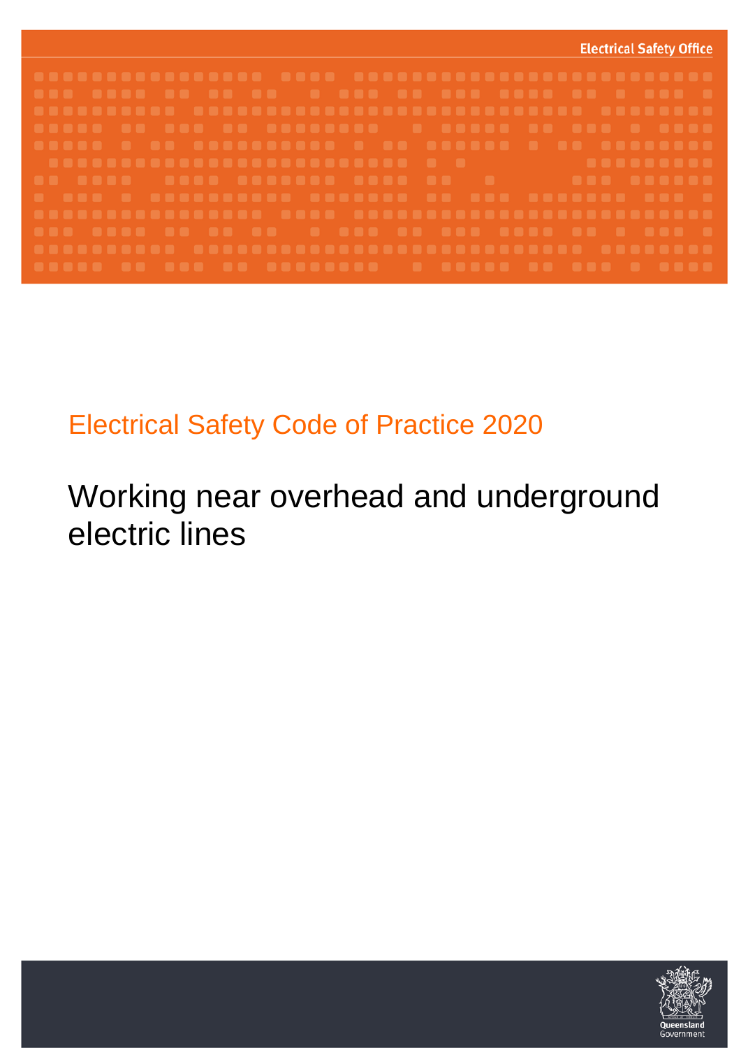Electrical Safety Office

Electrical Safety Code of Practice 2020

# Working near overhead and underground electric lines

Queensland Government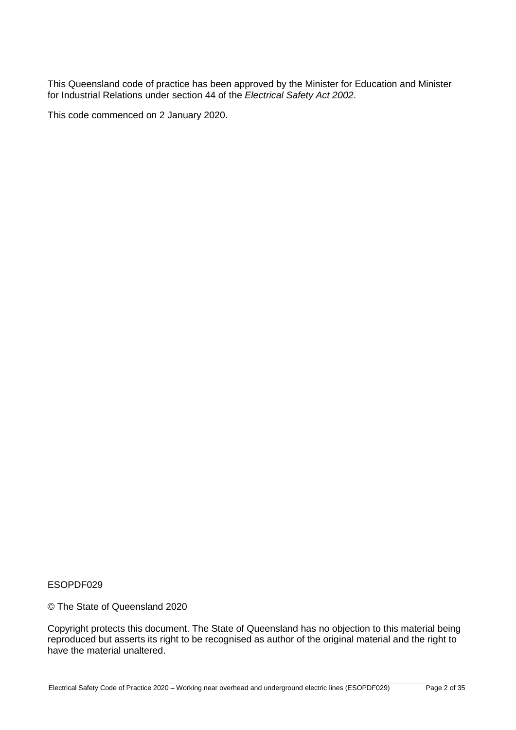This Queensland code of practice has been approved by the Minister for Education and Minister for Industrial Relations under section 44 of the *Electrical Safety Act 2002*.

This code commenced on 2 January 2020.

ESOPDF029

© The State of Queensland 2020

Copyright protects this document. The State of Queensland has no objection to this material being reproduced but asserts its right to be recognised as author of the original material and the right to have the material unaltered.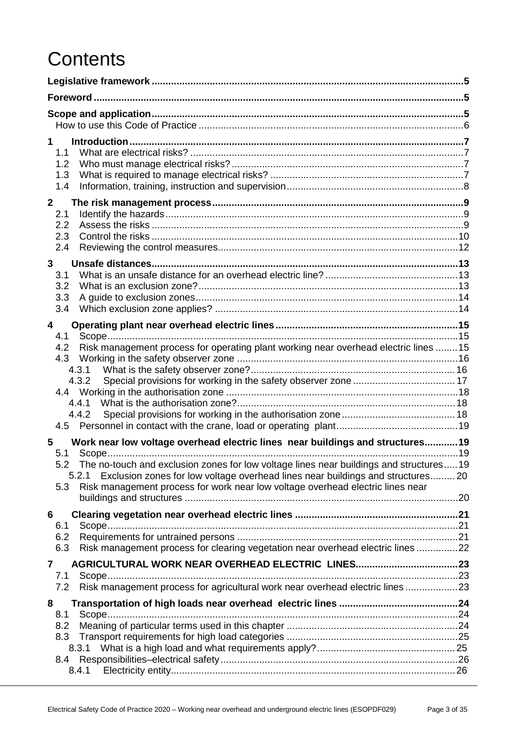# Contents

**Legislative framework** ... **5**

**Foreword** ... **5**

**Scope and application** ... **5**

How to use this Code of Practice ... 6

**1 Introduction** ... **7**

- 1.1 What are electrical risks? ... 7
- 1.2 Who must manage electrical risks? ... 7
- 1.3 What is required to manage electrical risks? ... 7
- 1.4 Information, training, instruction and supervision ... 8

**2 The risk management process** ... **9**

- 2.1 Identify the hazards ... 9
- 2.2 Assess the risks ... 9
- 2.3 Control the risks ... 10
- 2.4 Reviewing the control measures ... 12

**3 Unsafe distances** ... **13**

- 3.1 What is an unsafe distance for an overhead electric line? ... 13
- 3.2 What is an exclusion zone? ... 13
- 3.3 A guide to exclusion zones ... 14
- 3.4 Which exclusion zone applies? ... 14

**4 Operating plant near overhead electric lines** ... **15**

- 4.1 Scope ... 15
- 4.2 Risk management process for operating plant working near overhead electric lines ... 15
- 4.3 Working in the safety observer zone ... 16
  - 4.3.1 What is the safety observer zone? ... 16
  - 4.3.2 Special provisions for working in the safety observer zone ... 17
- 4.4 Working in the authorisation zone ... 18
  - 4.4.1 What is the authorisation zone? ... 18
  - 4.4.2 Special provisions for working in the authorisation zone ... 18
- 4.5 Personnel in contact with the crane, load or operating plant ... 19

**5 Work near low voltage overhead electric lines near buildings and structures** ... **19**

- 5.1 Scope ... 19
- 5.2 The no-touch and exclusion zones for low voltage lines near buildings and structures ... 19
  - 5.2.1 Exclusion zones for low voltage overhead lines near buildings and structures ... 20
- 5.3 Risk management process for work near low voltage overhead electric lines near buildings and structures ... 20

**6 Clearing vegetation near overhead electric lines** ... **21**

- 6.1 Scope ... 21
- 6.2 Requirements for untrained persons ... 21
- 6.3 Risk management process for clearing vegetation near overhead electric lines ... 22

**7 AGRICULTURAL WORK NEAR OVERHEAD ELECTRIC LINES** ... **23**

- 7.1 Scope ... 23
- 7.2 Risk management process for agricultural work near overhead electric lines ... 23

**8 Transportation of high loads near overhead electric lines** ... **24**

- 8.1 Scope ... 24
- 8.2 Meaning of particular terms used in this chapter ... 24
- 8.3 Transport requirements for high load categories ... 25
  - 8.3.1 What is a high load and what requirements apply? ... 25
- 8.4 Responsibilities–electrical safety ... 26
  - 8.4.1 Electricity entity ... 26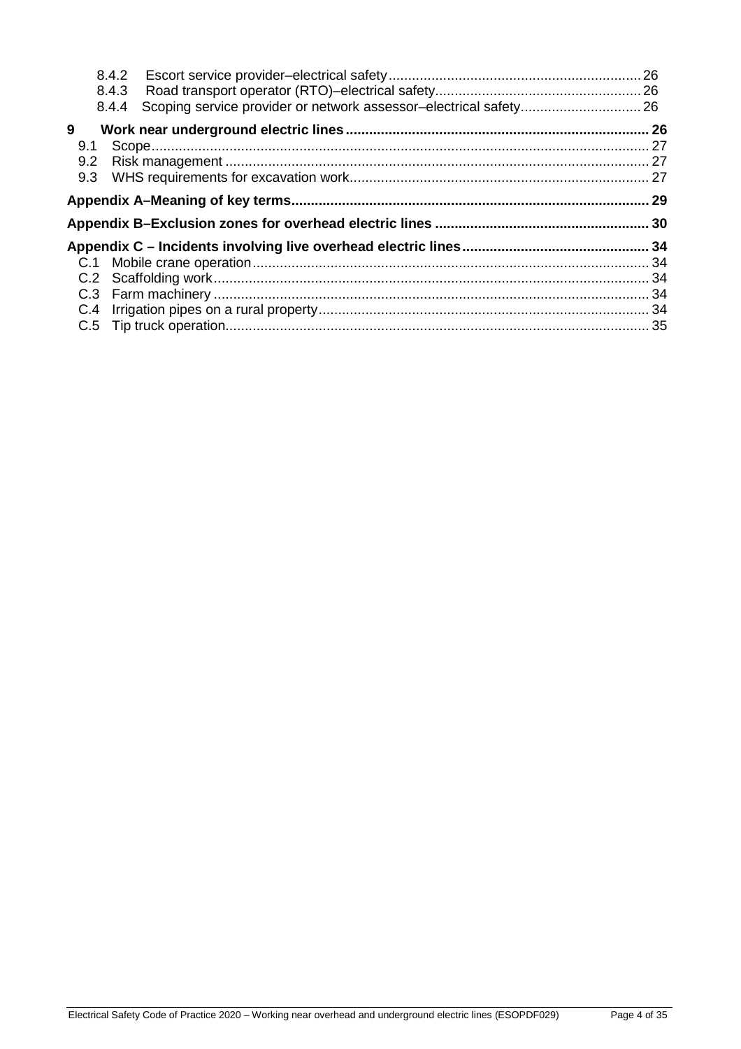8.4.2 Escort service provider–electrical safety ........ 26
8.4.3 Road transport operator (RTO)–electrical safety ........ 26
8.4.4 Scoping service provider or network assessor–electrical safety ........ 26

**9 Work near underground electric lines ........ 26**

9.1 Scope ........ 27
9.2 Risk management ........ 27
9.3 WHS requirements for excavation work ........ 27

**Appendix A–Meaning of key terms ........ 29**

**Appendix B–Exclusion zones for overhead electric lines ........ 30**

**Appendix C – Incidents involving live overhead electric lines ........ 34**

C.1 Mobile crane operation ........ 34
C.2 Scaffolding work ........ 34
C.3 Farm machinery ........ 34
C.4 Irrigation pipes on a rural property ........ 34
C.5 Tip truck operation ........ 35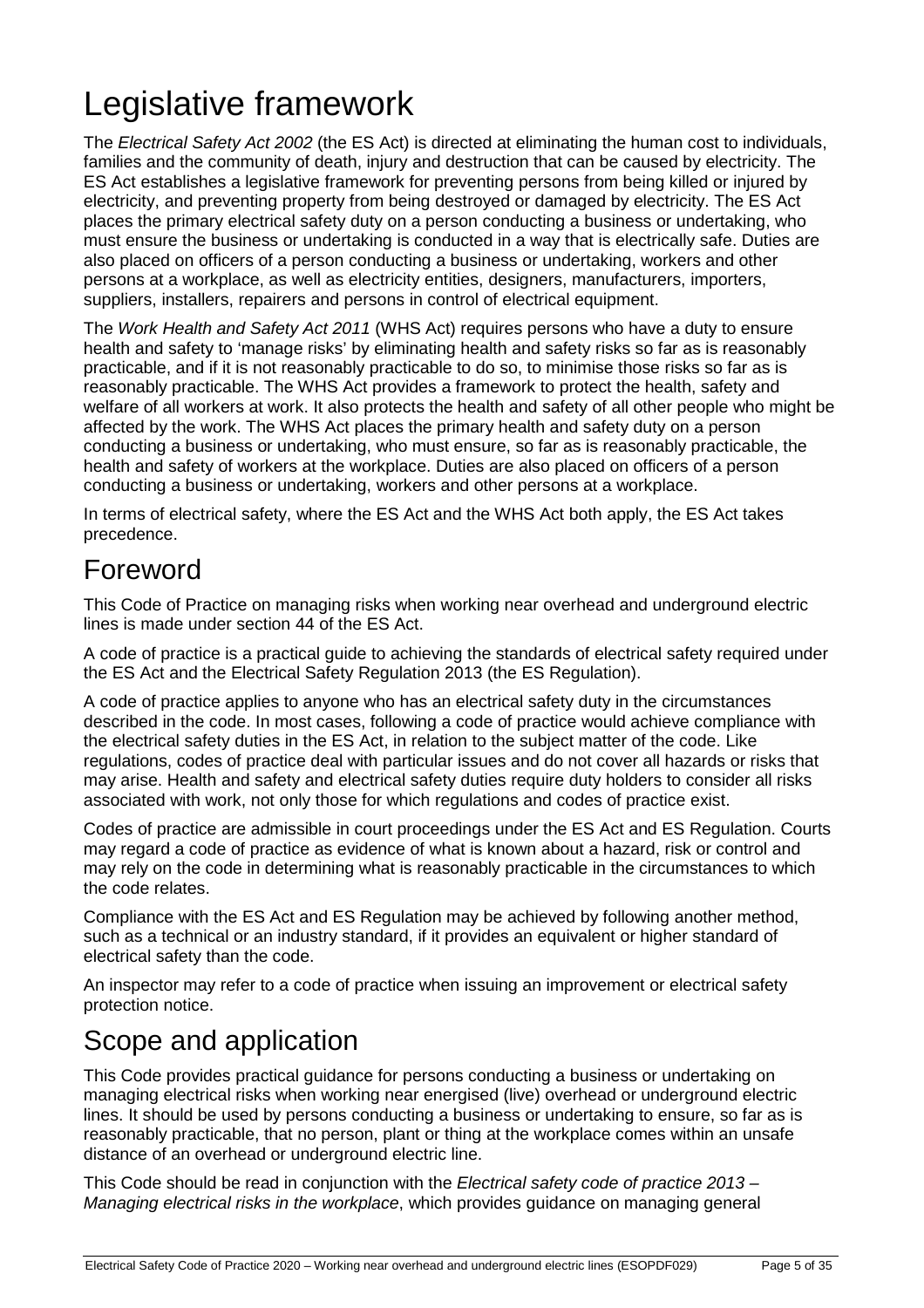# Legislative framework

The *Electrical Safety Act 2002* (the ES Act) is directed at eliminating the human cost to individuals, families and the community of death, injury and destruction that can be caused by electricity. The ES Act establishes a legislative framework for preventing persons from being killed or injured by electricity, and preventing property from being destroyed or damaged by electricity. The ES Act places the primary electrical safety duty on a person conducting a business or undertaking, who must ensure the business or undertaking is conducted in a way that is electrically safe. Duties are also placed on officers of a person conducting a business or undertaking, workers and other persons at a workplace, as well as electricity entities, designers, manufacturers, importers, suppliers, installers, repairers and persons in control of electrical equipment.

The *Work Health and Safety Act 2011* (WHS Act) requires persons who have a duty to ensure health and safety to 'manage risks' by eliminating health and safety risks so far as is reasonably practicable, and if it is not reasonably practicable to do so, to minimise those risks so far as is reasonably practicable. The WHS Act provides a framework to protect the health, safety and welfare of all workers at work. It also protects the health and safety of all other people who might be affected by the work. The WHS Act places the primary health and safety duty on a person conducting a business or undertaking, who must ensure, so far as is reasonably practicable, the health and safety of workers at the workplace. Duties are also placed on officers of a person conducting a business or undertaking, workers and other persons at a workplace.

In terms of electrical safety, where the ES Act and the WHS Act both apply, the ES Act takes precedence.

## Foreword

This Code of Practice on managing risks when working near overhead and underground electric lines is made under section 44 of the ES Act.

A code of practice is a practical guide to achieving the standards of electrical safety required under the ES Act and the Electrical Safety Regulation 2013 (the ES Regulation).

A code of practice applies to anyone who has an electrical safety duty in the circumstances described in the code. In most cases, following a code of practice would achieve compliance with the electrical safety duties in the ES Act, in relation to the subject matter of the code. Like regulations, codes of practice deal with particular issues and do not cover all hazards or risks that may arise. Health and safety and electrical safety duties require duty holders to consider all risks associated with work, not only those for which regulations and codes of practice exist.

Codes of practice are admissible in court proceedings under the ES Act and ES Regulation. Courts may regard a code of practice as evidence of what is known about a hazard, risk or control and may rely on the code in determining what is reasonably practicable in the circumstances to which the code relates.

Compliance with the ES Act and ES Regulation may be achieved by following another method, such as a technical or an industry standard, if it provides an equivalent or higher standard of electrical safety than the code.

An inspector may refer to a code of practice when issuing an improvement or electrical safety protection notice.

## Scope and application

This Code provides practical guidance for persons conducting a business or undertaking on managing electrical risks when working near energised (live) overhead or underground electric lines. It should be used by persons conducting a business or undertaking to ensure, so far as is reasonably practicable, that no person, plant or thing at the workplace comes within an unsafe distance of an overhead or underground electric line.

This Code should be read in conjunction with the *Electrical safety code of practice 2013 – Managing electrical risks in the workplace*, which provides guidance on managing general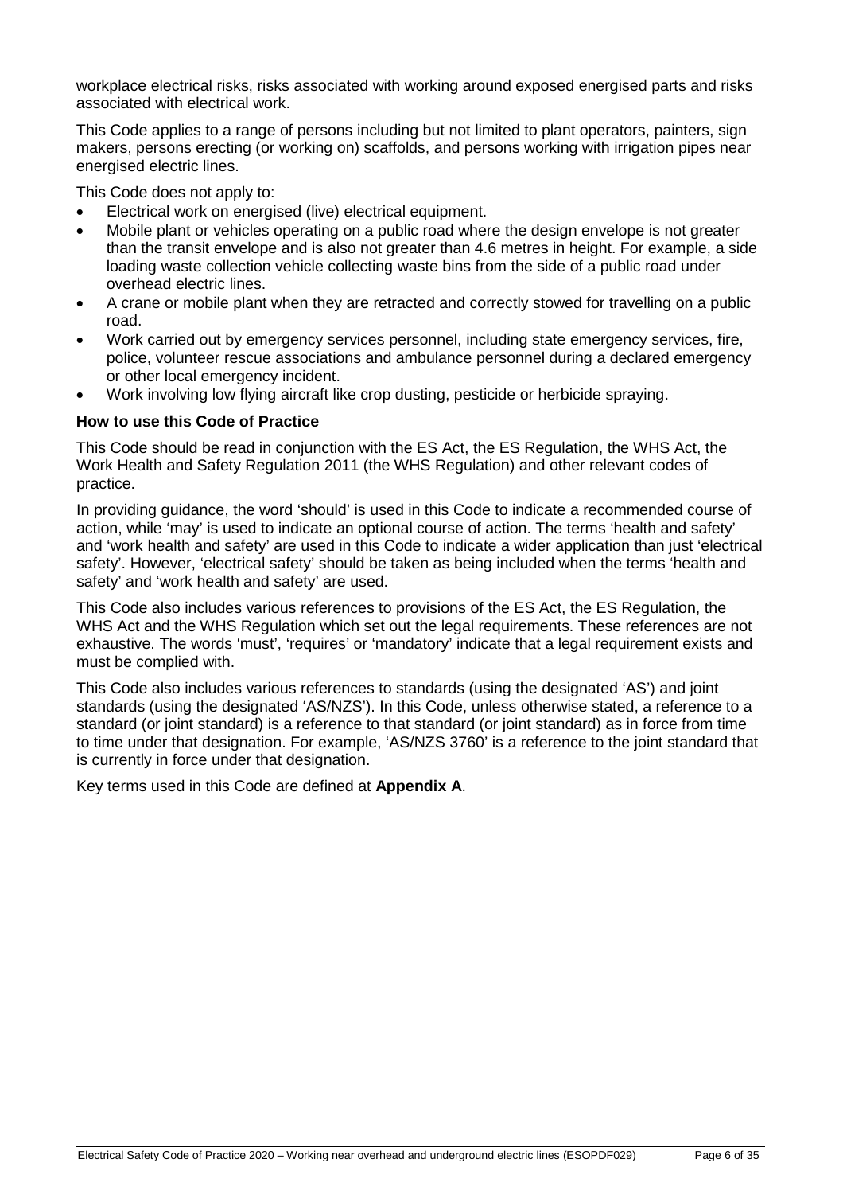workplace electrical risks, risks associated with working around exposed energised parts and risks associated with electrical work.

This Code applies to a range of persons including but not limited to plant operators, painters, sign makers, persons erecting (or working on) scaffolds, and persons working with irrigation pipes near energised electric lines.

This Code does not apply to:

- Electrical work on energised (live) electrical equipment.
- Mobile plant or vehicles operating on a public road where the design envelope is not greater than the transit envelope and is also not greater than 4.6 metres in height. For example, a side loading waste collection vehicle collecting waste bins from the side of a public road under overhead electric lines.
- A crane or mobile plant when they are retracted and correctly stowed for travelling on a public road.
- Work carried out by emergency services personnel, including state emergency services, fire, police, volunteer rescue associations and ambulance personnel during a declared emergency or other local emergency incident.
- Work involving low flying aircraft like crop dusting, pesticide or herbicide spraying.

**How to use this Code of Practice**

This Code should be read in conjunction with the ES Act, the ES Regulation, the WHS Act, the Work Health and Safety Regulation 2011 (the WHS Regulation) and other relevant codes of practice.

In providing guidance, the word 'should' is used in this Code to indicate a recommended course of action, while 'may' is used to indicate an optional course of action. The terms 'health and safety' and 'work health and safety' are used in this Code to indicate a wider application than just 'electrical safety'. However, 'electrical safety' should be taken as being included when the terms 'health and safety' and 'work health and safety' are used.

This Code also includes various references to provisions of the ES Act, the ES Regulation, the WHS Act and the WHS Regulation which set out the legal requirements. These references are not exhaustive. The words 'must', 'requires' or 'mandatory' indicate that a legal requirement exists and must be complied with.

This Code also includes various references to standards (using the designated 'AS') and joint standards (using the designated 'AS/NZS'). In this Code, unless otherwise stated, a reference to a standard (or joint standard) is a reference to that standard (or joint standard) as in force from time to time under that designation. For example, 'AS/NZS 3760' is a reference to the joint standard that is currently in force under that designation.

Key terms used in this Code are defined at **Appendix A**.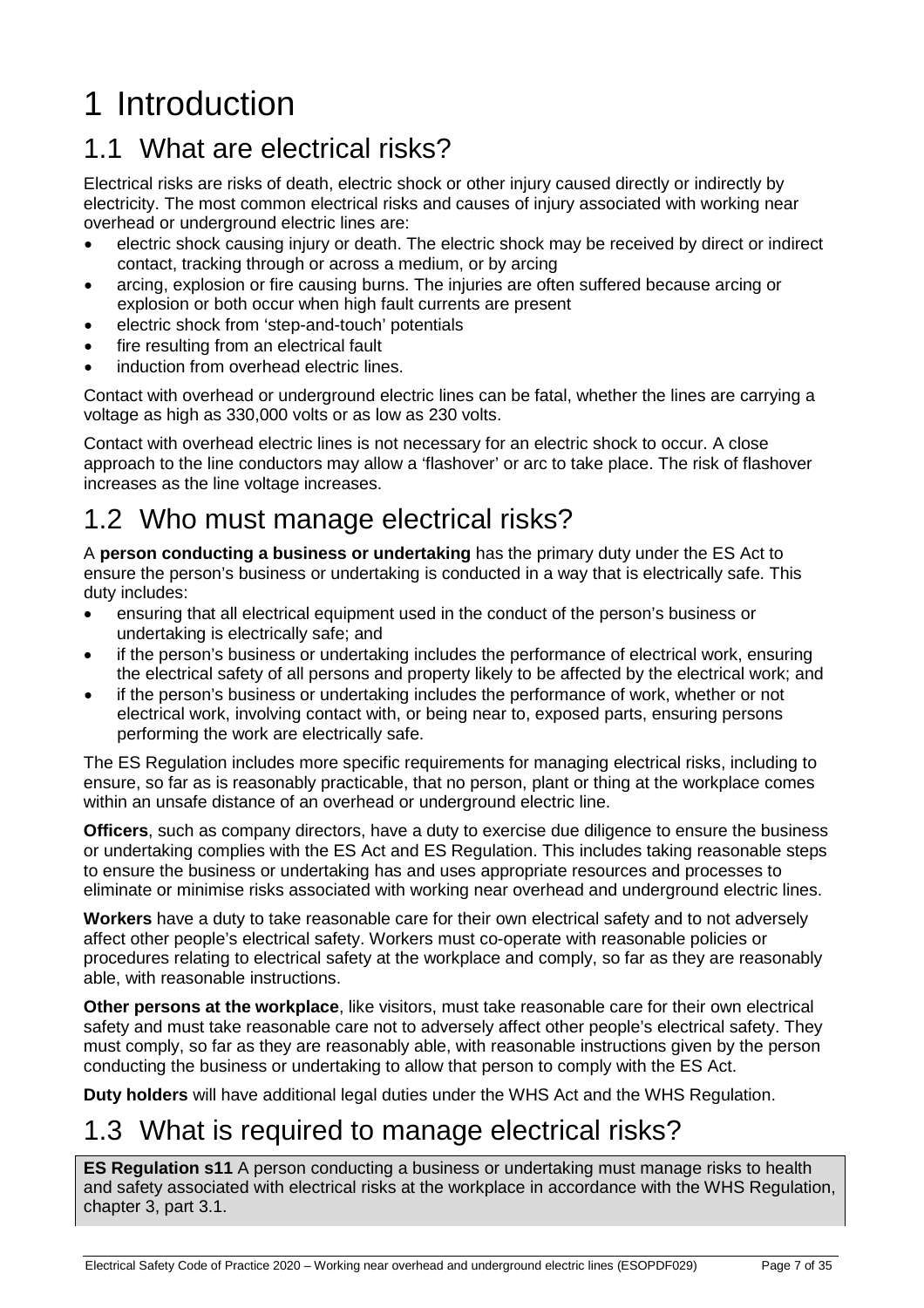# 1 Introduction

## 1.1 What are electrical risks?

Electrical risks are risks of death, electric shock or other injury caused directly or indirectly by electricity. The most common electrical risks and causes of injury associated with working near overhead or underground electric lines are:

- electric shock causing injury or death. The electric shock may be received by direct or indirect contact, tracking through or across a medium, or by arcing
- arcing, explosion or fire causing burns. The injuries are often suffered because arcing or explosion or both occur when high fault currents are present
- electric shock from 'step-and-touch' potentials
- fire resulting from an electrical fault
- induction from overhead electric lines.

Contact with overhead or underground electric lines can be fatal, whether the lines are carrying a voltage as high as 330,000 volts or as low as 230 volts.

Contact with overhead electric lines is not necessary for an electric shock to occur. A close approach to the line conductors may allow a 'flashover' or arc to take place. The risk of flashover increases as the line voltage increases.

## 1.2 Who must manage electrical risks?

A **person conducting a business or undertaking** has the primary duty under the ES Act to ensure the person's business or undertaking is conducted in a way that is electrically safe. This duty includes:

- ensuring that all electrical equipment used in the conduct of the person's business or undertaking is electrically safe; and
- if the person's business or undertaking includes the performance of electrical work, ensuring the electrical safety of all persons and property likely to be affected by the electrical work; and
- if the person's business or undertaking includes the performance of work, whether or not electrical work, involving contact with, or being near to, exposed parts, ensuring persons performing the work are electrically safe.

The ES Regulation includes more specific requirements for managing electrical risks, including to ensure, so far as is reasonably practicable, that no person, plant or thing at the workplace comes within an unsafe distance of an overhead or underground electric line.

**Officers**, such as company directors, have a duty to exercise due diligence to ensure the business or undertaking complies with the ES Act and ES Regulation. This includes taking reasonable steps to ensure the business or undertaking has and uses appropriate resources and processes to eliminate or minimise risks associated with working near overhead and underground electric lines.

**Workers** have a duty to take reasonable care for their own electrical safety and to not adversely affect other people's electrical safety. Workers must co-operate with reasonable policies or procedures relating to electrical safety at the workplace and comply, so far as they are reasonably able, with reasonable instructions.

**Other persons at the workplace**, like visitors, must take reasonable care for their own electrical safety and must take reasonable care not to adversely affect other people's electrical safety. They must comply, so far as they are reasonably able, with reasonable instructions given by the person conducting the business or undertaking to allow that person to comply with the ES Act.

**Duty holders** will have additional legal duties under the WHS Act and the WHS Regulation.

## 1.3 What is required to manage electrical risks?

**ES Regulation s11** A person conducting a business or undertaking must manage risks to health and safety associated with electrical risks at the workplace in accordance with the WHS Regulation, chapter 3, part 3.1.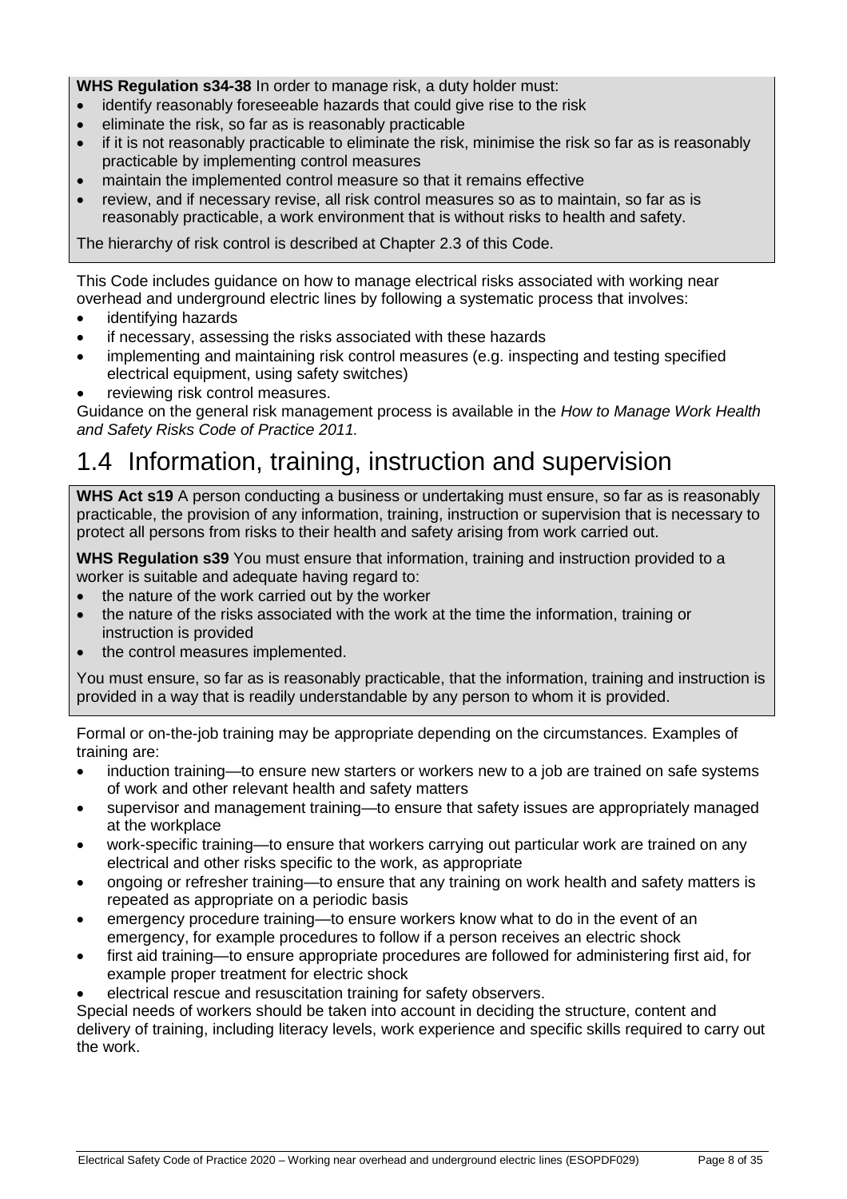**WHS Regulation s34-38** In order to manage risk, a duty holder must:

- identify reasonably foreseeable hazards that could give rise to the risk
- eliminate the risk, so far as is reasonably practicable
- if it is not reasonably practicable to eliminate the risk, minimise the risk so far as is reasonably practicable by implementing control measures
- maintain the implemented control measure so that it remains effective
- review, and if necessary revise, all risk control measures so as to maintain, so far as is reasonably practicable, a work environment that is without risks to health and safety.

The hierarchy of risk control is described at Chapter 2.3 of this Code.

This Code includes guidance on how to manage electrical risks associated with working near overhead and underground electric lines by following a systematic process that involves:

- identifying hazards
- if necessary, assessing the risks associated with these hazards
- implementing and maintaining risk control measures (e.g. inspecting and testing specified electrical equipment, using safety switches)
- reviewing risk control measures.

Guidance on the general risk management process is available in the *How to Manage Work Health and Safety Risks Code of Practice 2011.*

# 1.4 Information, training, instruction and supervision

**WHS Act s19** A person conducting a business or undertaking must ensure, so far as is reasonably practicable, the provision of any information, training, instruction or supervision that is necessary to protect all persons from risks to their health and safety arising from work carried out.

**WHS Regulation s39** You must ensure that information, training and instruction provided to a worker is suitable and adequate having regard to:

- the nature of the work carried out by the worker
- the nature of the risks associated with the work at the time the information, training or instruction is provided
- the control measures implemented.

You must ensure, so far as is reasonably practicable, that the information, training and instruction is provided in a way that is readily understandable by any person to whom it is provided.

Formal or on-the-job training may be appropriate depending on the circumstances. Examples of training are:

- induction training—to ensure new starters or workers new to a job are trained on safe systems of work and other relevant health and safety matters
- supervisor and management training—to ensure that safety issues are appropriately managed at the workplace
- work-specific training—to ensure that workers carrying out particular work are trained on any electrical and other risks specific to the work, as appropriate
- ongoing or refresher training—to ensure that any training on work health and safety matters is repeated as appropriate on a periodic basis
- emergency procedure training—to ensure workers know what to do in the event of an emergency, for example procedures to follow if a person receives an electric shock
- first aid training—to ensure appropriate procedures are followed for administering first aid, for example proper treatment for electric shock
- electrical rescue and resuscitation training for safety observers.

Special needs of workers should be taken into account in deciding the structure, content and delivery of training, including literacy levels, work experience and specific skills required to carry out the work.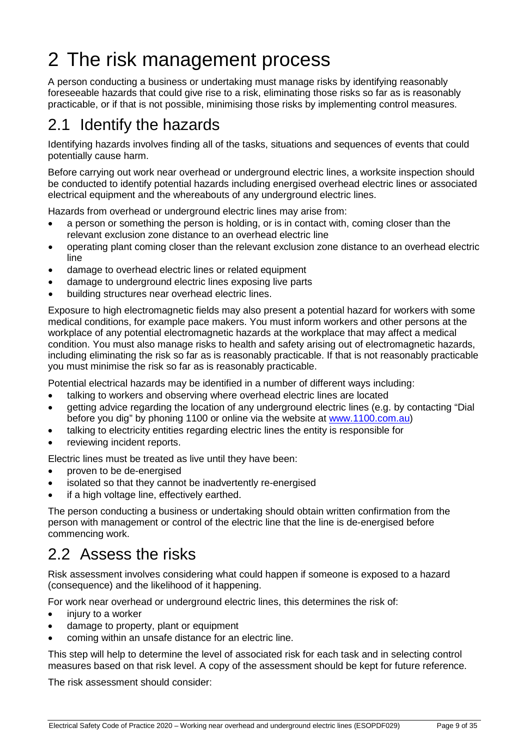# 2 The risk management process

A person conducting a business or undertaking must manage risks by identifying reasonably foreseeable hazards that could give rise to a risk, eliminating those risks so far as is reasonably practicable, or if that is not possible, minimising those risks by implementing control measures.

## 2.1 Identify the hazards

Identifying hazards involves finding all of the tasks, situations and sequences of events that could potentially cause harm.

Before carrying out work near overhead or underground electric lines, a worksite inspection should be conducted to identify potential hazards including energised overhead electric lines or associated electrical equipment and the whereabouts of any underground electric lines.

Hazards from overhead or underground electric lines may arise from:

- a person or something the person is holding, or is in contact with, coming closer than the relevant exclusion zone distance to an overhead electric line
- operating plant coming closer than the relevant exclusion zone distance to an overhead electric line
- damage to overhead electric lines or related equipment
- damage to underground electric lines exposing live parts
- building structures near overhead electric lines.

Exposure to high electromagnetic fields may also present a potential hazard for workers with some medical conditions, for example pace makers. You must inform workers and other persons at the workplace of any potential electromagnetic hazards at the workplace that may affect a medical condition. You must also manage risks to health and safety arising out of electromagnetic hazards, including eliminating the risk so far as is reasonably practicable. If that is not reasonably practicable you must minimise the risk so far as is reasonably practicable.

Potential electrical hazards may be identified in a number of different ways including:

- talking to workers and observing where overhead electric lines are located
- getting advice regarding the location of any underground electric lines (e.g. by contacting "Dial before you dig" by phoning 1100 or online via the website at [www.1100.com.au](www.1100.com.au))
- talking to electricity entities regarding electric lines the entity is responsible for
- reviewing incident reports.

Electric lines must be treated as live until they have been:

- proven to be de-energised
- isolated so that they cannot be inadvertently re-energised
- if a high voltage line, effectively earthed.

The person conducting a business or undertaking should obtain written confirmation from the person with management or control of the electric line that the line is de-energised before commencing work.

## 2.2 Assess the risks

Risk assessment involves considering what could happen if someone is exposed to a hazard (consequence) and the likelihood of it happening.

For work near overhead or underground electric lines, this determines the risk of:

- injury to a worker
- damage to property, plant or equipment
- coming within an unsafe distance for an electric line.

This step will help to determine the level of associated risk for each task and in selecting control measures based on that risk level. A copy of the assessment should be kept for future reference.

The risk assessment should consider: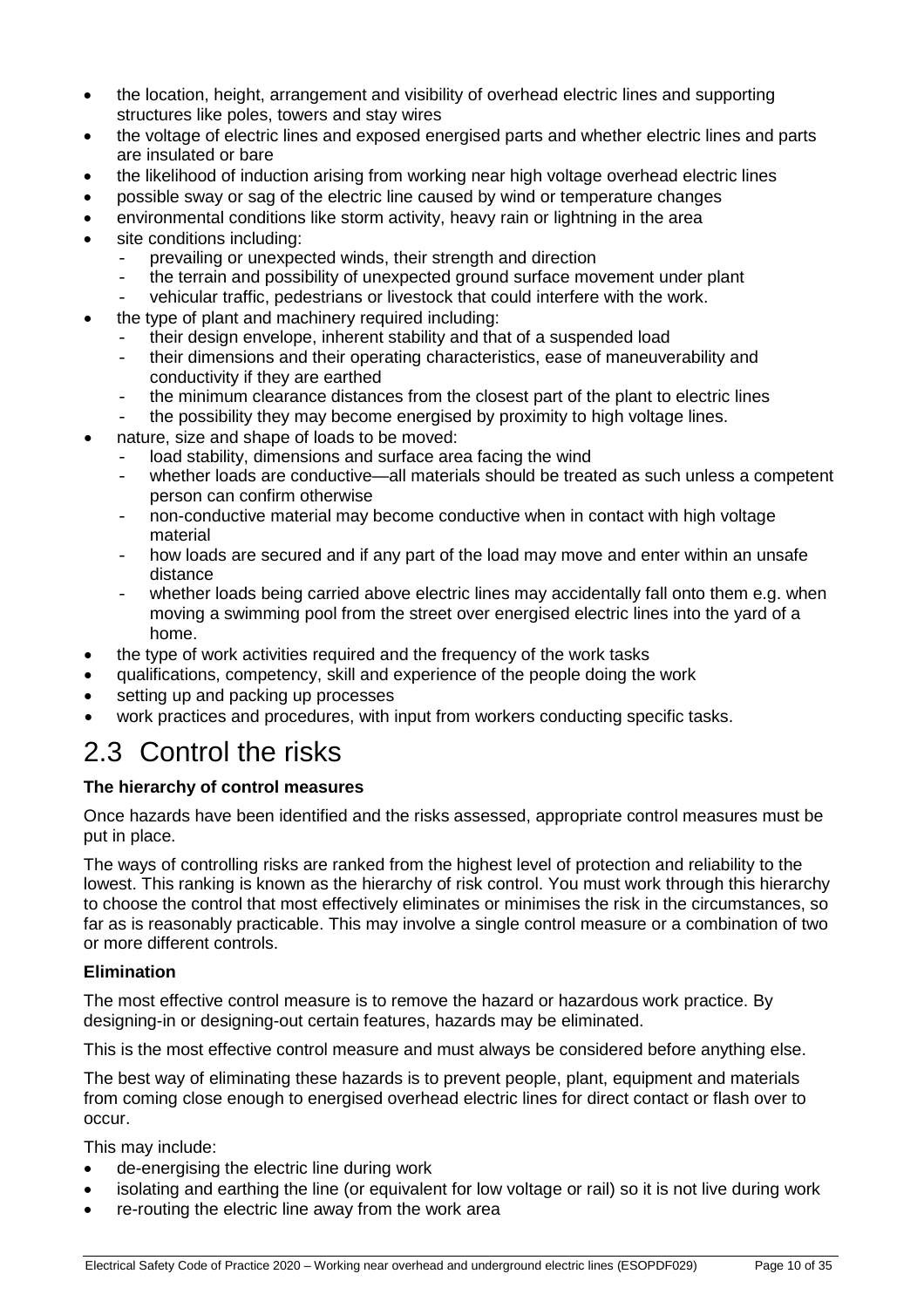- the location, height, arrangement and visibility of overhead electric lines and supporting structures like poles, towers and stay wires
- the voltage of electric lines and exposed energised parts and whether electric lines and parts are insulated or bare
- the likelihood of induction arising from working near high voltage overhead electric lines
- possible sway or sag of the electric line caused by wind or temperature changes
- environmental conditions like storm activity, heavy rain or lightning in the area
- site conditions including:
  - prevailing or unexpected winds, their strength and direction
  - the terrain and possibility of unexpected ground surface movement under plant
  - vehicular traffic, pedestrians or livestock that could interfere with the work.
- the type of plant and machinery required including:
  - their design envelope, inherent stability and that of a suspended load
  - their dimensions and their operating characteristics, ease of maneuverability and conductivity if they are earthed
  - the minimum clearance distances from the closest part of the plant to electric lines
  - the possibility they may become energised by proximity to high voltage lines.
- nature, size and shape of loads to be moved:
  - load stability, dimensions and surface area facing the wind
  - whether loads are conductive—all materials should be treated as such unless a competent person can confirm otherwise
  - non-conductive material may become conductive when in contact with high voltage material
  - how loads are secured and if any part of the load may move and enter within an unsafe distance
  - whether loads being carried above electric lines may accidentally fall onto them e.g. when moving a swimming pool from the street over energised electric lines into the yard of a home.
- the type of work activities required and the frequency of the work tasks
- qualifications, competency, skill and experience of the people doing the work
- setting up and packing up processes
- work practices and procedures, with input from workers conducting specific tasks.

# 2.3 Control the risks

**The hierarchy of control measures**

Once hazards have been identified and the risks assessed, appropriate control measures must be put in place.

The ways of controlling risks are ranked from the highest level of protection and reliability to the lowest. This ranking is known as the hierarchy of risk control. You must work through this hierarchy to choose the control that most effectively eliminates or minimises the risk in the circumstances, so far as is reasonably practicable. This may involve a single control measure or a combination of two or more different controls.

**Elimination**

The most effective control measure is to remove the hazard or hazardous work practice. By designing-in or designing-out certain features, hazards may be eliminated.

This is the most effective control measure and must always be considered before anything else.

The best way of eliminating these hazards is to prevent people, plant, equipment and materials from coming close enough to energised overhead electric lines for direct contact or flash over to occur.

This may include:

- de-energising the electric line during work
- isolating and earthing the line (or equivalent for low voltage or rail) so it is not live during work
- re-routing the electric line away from the work area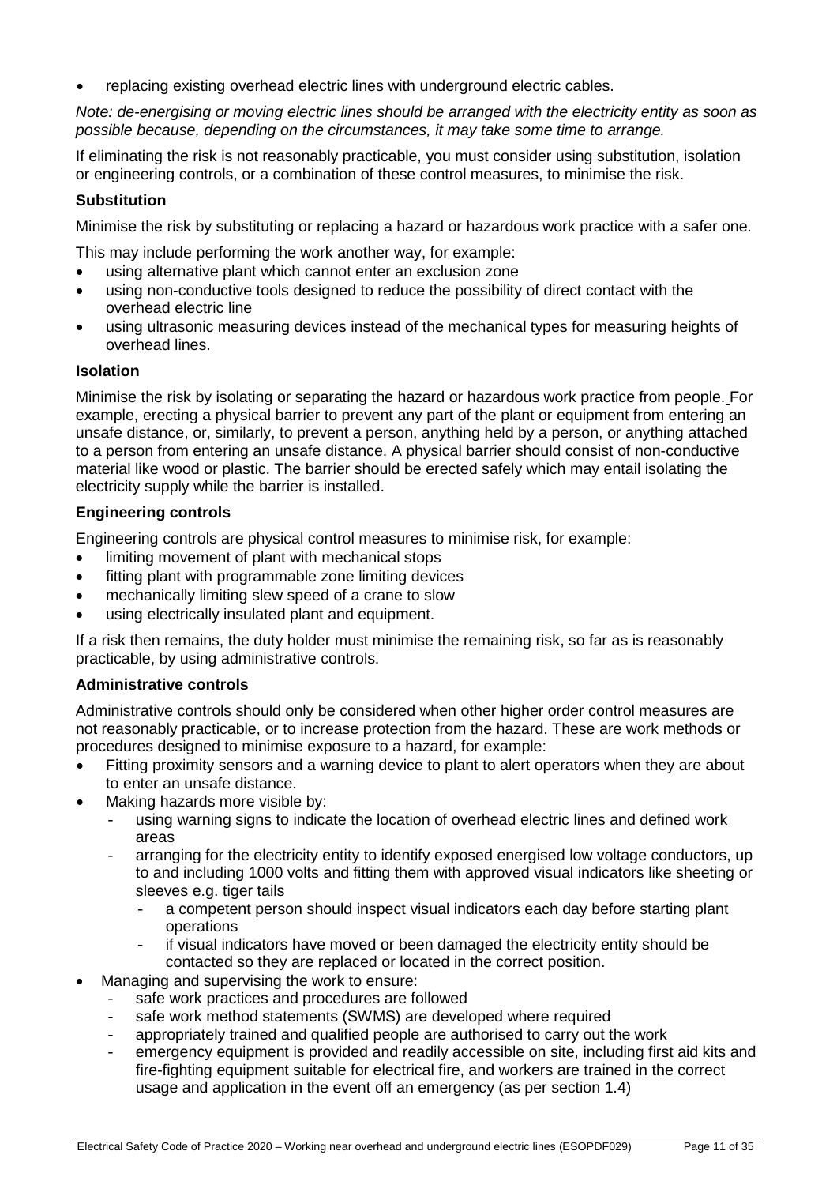- replacing existing overhead electric lines with underground electric cables.

*Note: de-energising or moving electric lines should be arranged with the electricity entity as soon as possible because, depending on the circumstances, it may take some time to arrange.*

If eliminating the risk is not reasonably practicable, you must consider using substitution, isolation or engineering controls, or a combination of these control measures, to minimise the risk.

**Substitution**

Minimise the risk by substituting or replacing a hazard or hazardous work practice with a safer one.

This may include performing the work another way, for example:

- using alternative plant which cannot enter an exclusion zone
- using non-conductive tools designed to reduce the possibility of direct contact with the overhead electric line
- using ultrasonic measuring devices instead of the mechanical types for measuring heights of overhead lines.

**Isolation**

Minimise the risk by isolating or separating the hazard or hazardous work practice from people. For example, erecting a physical barrier to prevent any part of the plant or equipment from entering an unsafe distance, or, similarly, to prevent a person, anything held by a person, or anything attached to a person from entering an unsafe distance. A physical barrier should consist of non-conductive material like wood or plastic. The barrier should be erected safely which may entail isolating the electricity supply while the barrier is installed.

**Engineering controls**

Engineering controls are physical control measures to minimise risk, for example:

- limiting movement of plant with mechanical stops
- fitting plant with programmable zone limiting devices
- mechanically limiting slew speed of a crane to slow
- using electrically insulated plant and equipment.

If a risk then remains, the duty holder must minimise the remaining risk, so far as is reasonably practicable, by using administrative controls.

**Administrative controls**

Administrative controls should only be considered when other higher order control measures are not reasonably practicable, or to increase protection from the hazard. These are work methods or procedures designed to minimise exposure to a hazard, for example:

- Fitting proximity sensors and a warning device to plant to alert operators when they are about to enter an unsafe distance.
- Making hazards more visible by:
    - using warning signs to indicate the location of overhead electric lines and defined work areas
    - arranging for the electricity entity to identify exposed energised low voltage conductors, up to and including 1000 volts and fitting them with approved visual indicators like sheeting or sleeves e.g. tiger tails
        - a competent person should inspect visual indicators each day before starting plant operations
        - if visual indicators have moved or been damaged the electricity entity should be contacted so they are replaced or located in the correct position.
- Managing and supervising the work to ensure:
    - safe work practices and procedures are followed
    - safe work method statements (SWMS) are developed where required
    - appropriately trained and qualified people are authorised to carry out the work
    - emergency equipment is provided and readily accessible on site, including first aid kits and fire-fighting equipment suitable for electrical fire, and workers are trained in the correct usage and application in the event off an emergency (as per section 1.4)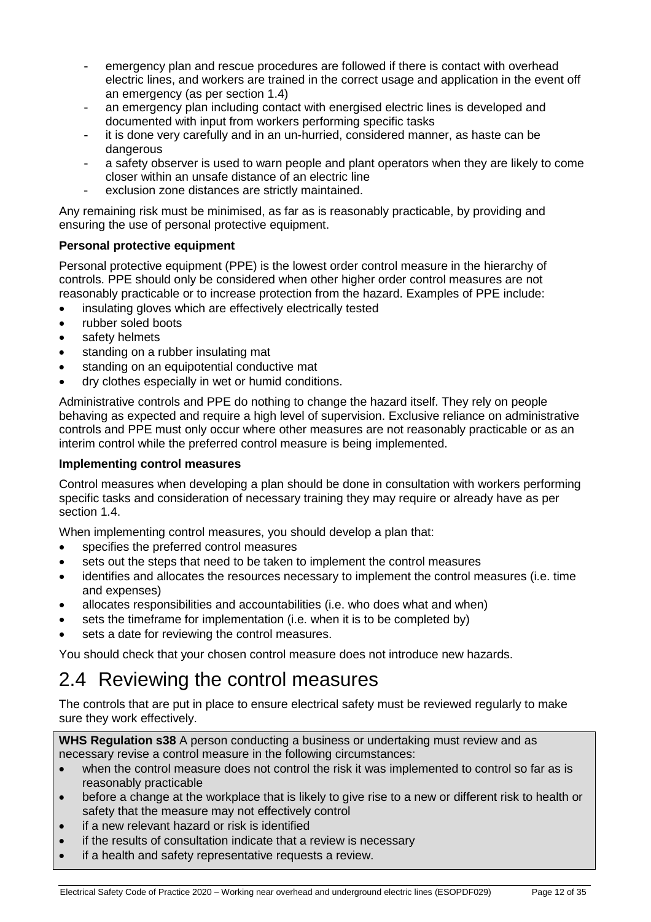- emergency plan and rescue procedures are followed if there is contact with overhead electric lines, and workers are trained in the correct usage and application in the event off an emergency (as per section 1.4)
- an emergency plan including contact with energised electric lines is developed and documented with input from workers performing specific tasks
- it is done very carefully and in an un-hurried, considered manner, as haste can be dangerous
- a safety observer is used to warn people and plant operators when they are likely to come closer within an unsafe distance of an electric line
- exclusion zone distances are strictly maintained.

Any remaining risk must be minimised, as far as is reasonably practicable, by providing and ensuring the use of personal protective equipment.

**Personal protective equipment**

Personal protective equipment (PPE) is the lowest order control measure in the hierarchy of controls. PPE should only be considered when other higher order control measures are not reasonably practicable or to increase protection from the hazard. Examples of PPE include:

- insulating gloves which are effectively electrically tested
- rubber soled boots
- safety helmets
- standing on a rubber insulating mat
- standing on an equipotential conductive mat
- dry clothes especially in wet or humid conditions.

Administrative controls and PPE do nothing to change the hazard itself. They rely on people behaving as expected and require a high level of supervision. Exclusive reliance on administrative controls and PPE must only occur where other measures are not reasonably practicable or as an interim control while the preferred control measure is being implemented.

**Implementing control measures**

Control measures when developing a plan should be done in consultation with workers performing specific tasks and consideration of necessary training they may require or already have as per section 1.4.

When implementing control measures, you should develop a plan that:

- specifies the preferred control measures
- sets out the steps that need to be taken to implement the control measures
- identifies and allocates the resources necessary to implement the control measures (i.e. time and expenses)
- allocates responsibilities and accountabilities (i.e. who does what and when)
- sets the timeframe for implementation (i.e. when it is to be completed by)
- sets a date for reviewing the control measures.

You should check that your chosen control measure does not introduce new hazards.

## 2.4 Reviewing the control measures

The controls that are put in place to ensure electrical safety must be reviewed regularly to make sure they work effectively.

> **WHS Regulation s38** A person conducting a business or undertaking must review and as necessary revise a control measure in the following circumstances:
>
> - when the control measure does not control the risk it was implemented to control so far as is reasonably practicable
> - before a change at the workplace that is likely to give rise to a new or different risk to health or safety that the measure may not effectively control
> - if a new relevant hazard or risk is identified
> - if the results of consultation indicate that a review is necessary
> - if a health and safety representative requests a review.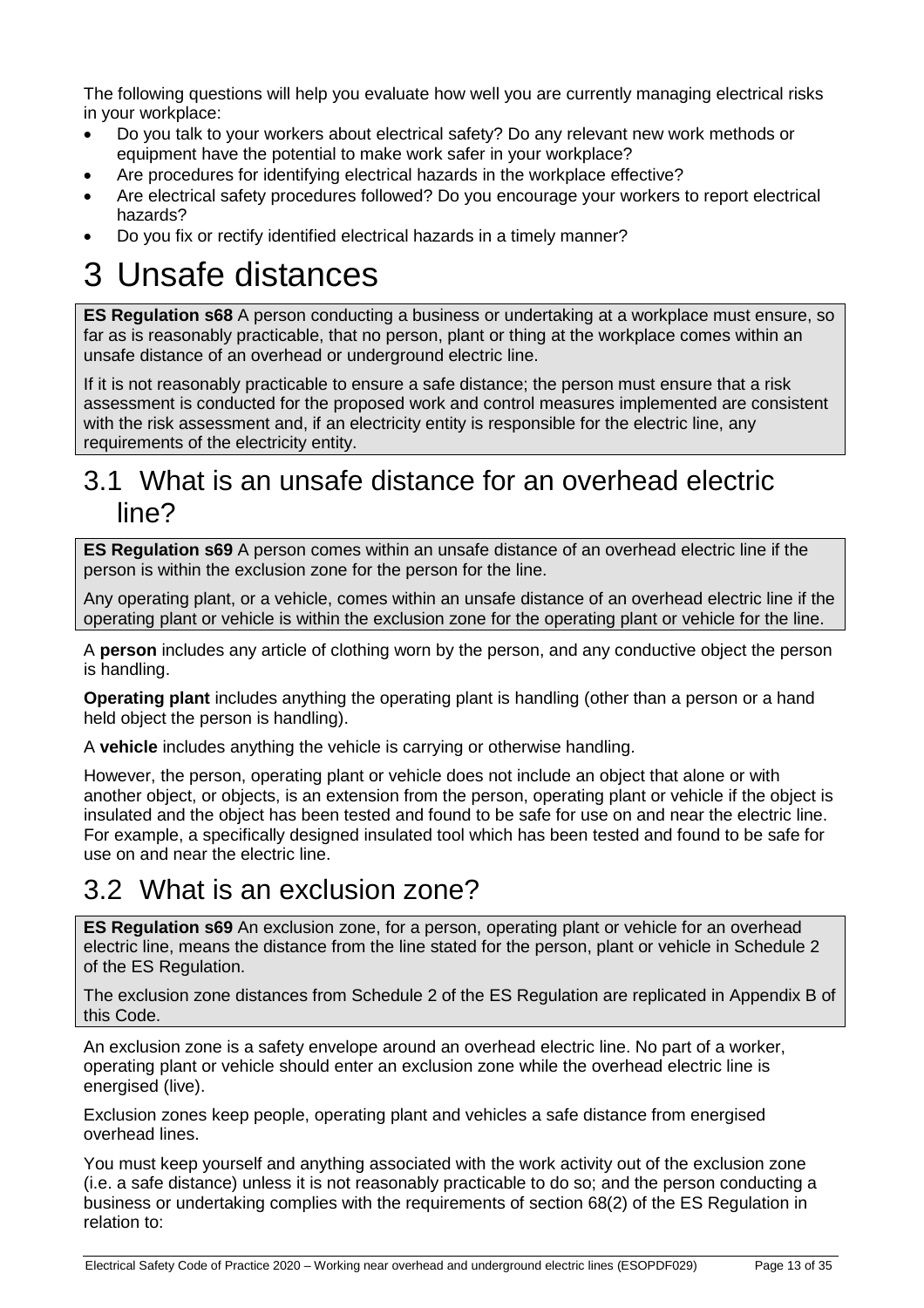The following questions will help you evaluate how well you are currently managing electrical risks in your workplace:

- Do you talk to your workers about electrical safety? Do any relevant new work methods or equipment have the potential to make work safer in your workplace?
- Are procedures for identifying electrical hazards in the workplace effective?
- Are electrical safety procedures followed? Do you encourage your workers to report electrical hazards?
- Do you fix or rectify identified electrical hazards in a timely manner?

# 3 Unsafe distances

> **ES Regulation s68** A person conducting a business or undertaking at a workplace must ensure, so far as is reasonably practicable, that no person, plant or thing at the workplace comes within an unsafe distance of an overhead or underground electric line.
>
> If it is not reasonably practicable to ensure a safe distance; the person must ensure that a risk assessment is conducted for the proposed work and control measures implemented are consistent with the risk assessment and, if an electricity entity is responsible for the electric line, any requirements of the electricity entity.

## 3.1 What is an unsafe distance for an overhead electric line?

> **ES Regulation s69** A person comes within an unsafe distance of an overhead electric line if the person is within the exclusion zone for the person for the line.
>
> Any operating plant, or a vehicle, comes within an unsafe distance of an overhead electric line if the operating plant or vehicle is within the exclusion zone for the operating plant or vehicle for the line.

A **person** includes any article of clothing worn by the person, and any conductive object the person is handling.

**Operating plant** includes anything the operating plant is handling (other than a person or a hand held object the person is handling).

A **vehicle** includes anything the vehicle is carrying or otherwise handling.

However, the person, operating plant or vehicle does not include an object that alone or with another object, or objects, is an extension from the person, operating plant or vehicle if the object is insulated and the object has been tested and found to be safe for use on and near the electric line. For example, a specifically designed insulated tool which has been tested and found to be safe for use on and near the electric line.

## 3.2 What is an exclusion zone?

> **ES Regulation s69** An exclusion zone, for a person, operating plant or vehicle for an overhead electric line, means the distance from the line stated for the person, plant or vehicle in Schedule 2 of the ES Regulation.
>
> The exclusion zone distances from Schedule 2 of the ES Regulation are replicated in Appendix B of this Code.

An exclusion zone is a safety envelope around an overhead electric line. No part of a worker, operating plant or vehicle should enter an exclusion zone while the overhead electric line is energised (live).

Exclusion zones keep people, operating plant and vehicles a safe distance from energised overhead lines.

You must keep yourself and anything associated with the work activity out of the exclusion zone (i.e. a safe distance) unless it is not reasonably practicable to do so; and the person conducting a business or undertaking complies with the requirements of section 68(2) of the ES Regulation in relation to: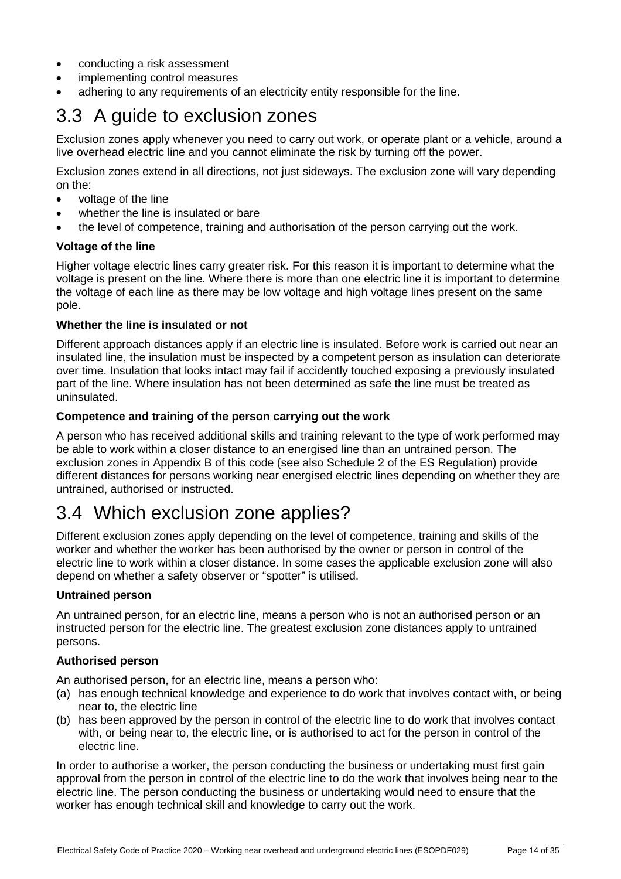- conducting a risk assessment
- implementing control measures
- adhering to any requirements of an electricity entity responsible for the line.

## 3.3 A guide to exclusion zones

Exclusion zones apply whenever you need to carry out work, or operate plant or a vehicle, around a live overhead electric line and you cannot eliminate the risk by turning off the power.

Exclusion zones extend in all directions, not just sideways. The exclusion zone will vary depending on the:

- voltage of the line
- whether the line is insulated or bare
- the level of competence, training and authorisation of the person carrying out the work.

### Voltage of the line

Higher voltage electric lines carry greater risk. For this reason it is important to determine what the voltage is present on the line. Where there is more than one electric line it is important to determine the voltage of each line as there may be low voltage and high voltage lines present on the same pole.

### Whether the line is insulated or not

Different approach distances apply if an electric line is insulated. Before work is carried out near an insulated line, the insulation must be inspected by a competent person as insulation can deteriorate over time. Insulation that looks intact may fail if accidently touched exposing a previously insulated part of the line. Where insulation has not been determined as safe the line must be treated as uninsulated.

### Competence and training of the person carrying out the work

A person who has received additional skills and training relevant to the type of work performed may be able to work within a closer distance to an energised line than an untrained person. The exclusion zones in Appendix B of this code (see also Schedule 2 of the ES Regulation) provide different distances for persons working near energised electric lines depending on whether they are untrained, authorised or instructed.

## 3.4 Which exclusion zone applies?

Different exclusion zones apply depending on the level of competence, training and skills of the worker and whether the worker has been authorised by the owner or person in control of the electric line to work within a closer distance. In some cases the applicable exclusion zone will also depend on whether a safety observer or "spotter" is utilised.

### Untrained person

An untrained person, for an electric line, means a person who is not an authorised person or an instructed person for the electric line. The greatest exclusion zone distances apply to untrained persons.

### Authorised person

An authorised person, for an electric line, means a person who:

(a) has enough technical knowledge and experience to do work that involves contact with, or being near to, the electric line
(b) has been approved by the person in control of the electric line to do work that involves contact with, or being near to, the electric line, or is authorised to act for the person in control of the electric line.

In order to authorise a worker, the person conducting the business or undertaking must first gain approval from the person in control of the electric line to do the work that involves being near to the electric line. The person conducting the business or undertaking would need to ensure that the worker has enough technical skill and knowledge to carry out the work.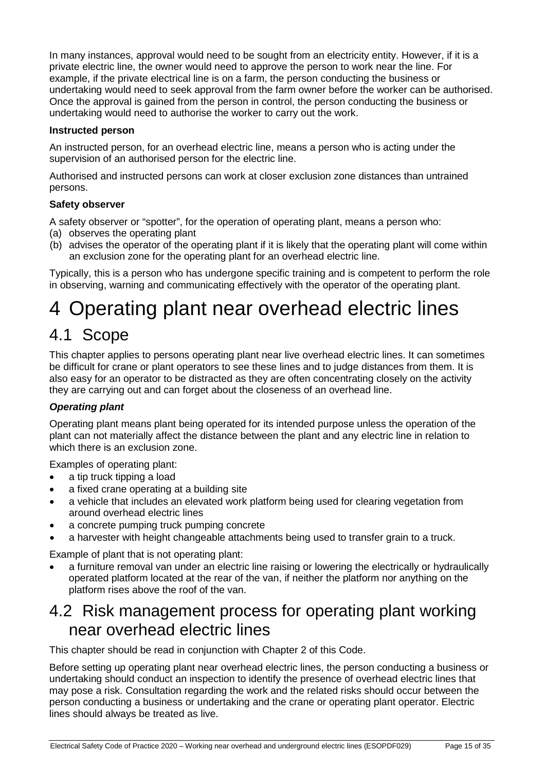In many instances, approval would need to be sought from an electricity entity. However, if it is a private electric line, the owner would need to approve the person to work near the line. For example, if the private electrical line is on a farm, the person conducting the business or undertaking would need to seek approval from the farm owner before the worker can be authorised. Once the approval is gained from the person in control, the person conducting the business or undertaking would need to authorise the worker to carry out the work.

**Instructed person**

An instructed person, for an overhead electric line, means a person who is acting under the supervision of an authorised person for the electric line.

Authorised and instructed persons can work at closer exclusion zone distances than untrained persons.

**Safety observer**

A safety observer or "spotter", for the operation of operating plant, means a person who:

(a) observes the operating plant
(b) advises the operator of the operating plant if it is likely that the operating plant will come within an exclusion zone for the operating plant for an overhead electric line.

Typically, this is a person who has undergone specific training and is competent to perform the role in observing, warning and communicating effectively with the operator of the operating plant.

# 4 Operating plant near overhead electric lines

## 4.1 Scope

This chapter applies to persons operating plant near live overhead electric lines. It can sometimes be difficult for crane or plant operators to see these lines and to judge distances from them. It is also easy for an operator to be distracted as they are often concentrating closely on the activity they are carrying out and can forget about the closeness of an overhead line.

### ***Operating plant***

Operating plant means plant being operated for its intended purpose unless the operation of the plant can not materially affect the distance between the plant and any electric line in relation to which there is an exclusion zone.

Examples of operating plant:

- a tip truck tipping a load
- a fixed crane operating at a building site
- a vehicle that includes an elevated work platform being used for clearing vegetation from around overhead electric lines
- a concrete pumping truck pumping concrete
- a harvester with height changeable attachments being used to transfer grain to a truck.

Example of plant that is not operating plant:

- a furniture removal van under an electric line raising or lowering the electrically or hydraulically operated platform located at the rear of the van, if neither the platform nor anything on the platform rises above the roof of the van.

## 4.2 Risk management process for operating plant working near overhead electric lines

This chapter should be read in conjunction with Chapter 2 of this Code.

Before setting up operating plant near overhead electric lines, the person conducting a business or undertaking should conduct an inspection to identify the presence of overhead electric lines that may pose a risk. Consultation regarding the work and the related risks should occur between the person conducting a business or undertaking and the crane or operating plant operator. Electric lines should always be treated as live.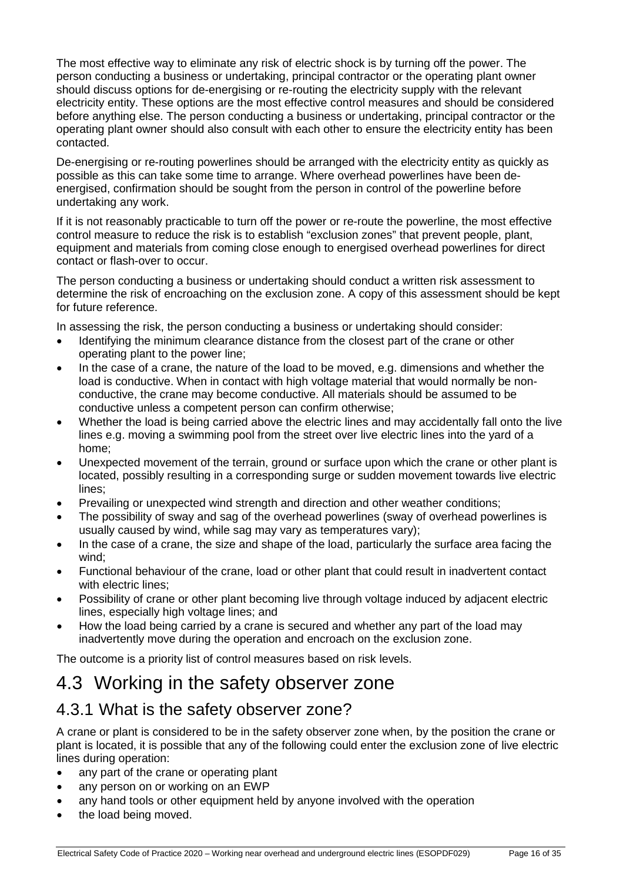The most effective way to eliminate any risk of electric shock is by turning off the power. The person conducting a business or undertaking, principal contractor or the operating plant owner should discuss options for de-energising or re-routing the electricity supply with the relevant electricity entity. These options are the most effective control measures and should be considered before anything else. The person conducting a business or undertaking, principal contractor or the operating plant owner should also consult with each other to ensure the electricity entity has been contacted.

De-energising or re-routing powerlines should be arranged with the electricity entity as quickly as possible as this can take some time to arrange. Where overhead powerlines have been de-energised, confirmation should be sought from the person in control of the powerline before undertaking any work.

If it is not reasonably practicable to turn off the power or re-route the powerline, the most effective control measure to reduce the risk is to establish "exclusion zones" that prevent people, plant, equipment and materials from coming close enough to energised overhead powerlines for direct contact or flash-over to occur.

The person conducting a business or undertaking should conduct a written risk assessment to determine the risk of encroaching on the exclusion zone. A copy of this assessment should be kept for future reference.

In assessing the risk, the person conducting a business or undertaking should consider:

- Identifying the minimum clearance distance from the closest part of the crane or other operating plant to the power line;
- In the case of a crane, the nature of the load to be moved, e.g. dimensions and whether the load is conductive. When in contact with high voltage material that would normally be non-conductive, the crane may become conductive. All materials should be assumed to be conductive unless a competent person can confirm otherwise;
- Whether the load is being carried above the electric lines and may accidentally fall onto the live lines e.g. moving a swimming pool from the street over live electric lines into the yard of a home;
- Unexpected movement of the terrain, ground or surface upon which the crane or other plant is located, possibly resulting in a corresponding surge or sudden movement towards live electric lines;
- Prevailing or unexpected wind strength and direction and other weather conditions;
- The possibility of sway and sag of the overhead powerlines (sway of overhead powerlines is usually caused by wind, while sag may vary as temperatures vary);
- In the case of a crane, the size and shape of the load, particularly the surface area facing the wind;
- Functional behaviour of the crane, load or other plant that could result in inadvertent contact with electric lines;
- Possibility of crane or other plant becoming live through voltage induced by adjacent electric lines, especially high voltage lines; and
- How the load being carried by a crane is secured and whether any part of the load may inadvertently move during the operation and encroach on the exclusion zone.

The outcome is a priority list of control measures based on risk levels.

# 4.3 Working in the safety observer zone

## 4.3.1 What is the safety observer zone?

A crane or plant is considered to be in the safety observer zone when, by the position the crane or plant is located, it is possible that any of the following could enter the exclusion zone of live electric lines during operation:

- any part of the crane or operating plant
- any person on or working on an EWP
- any hand tools or other equipment held by anyone involved with the operation
- the load being moved.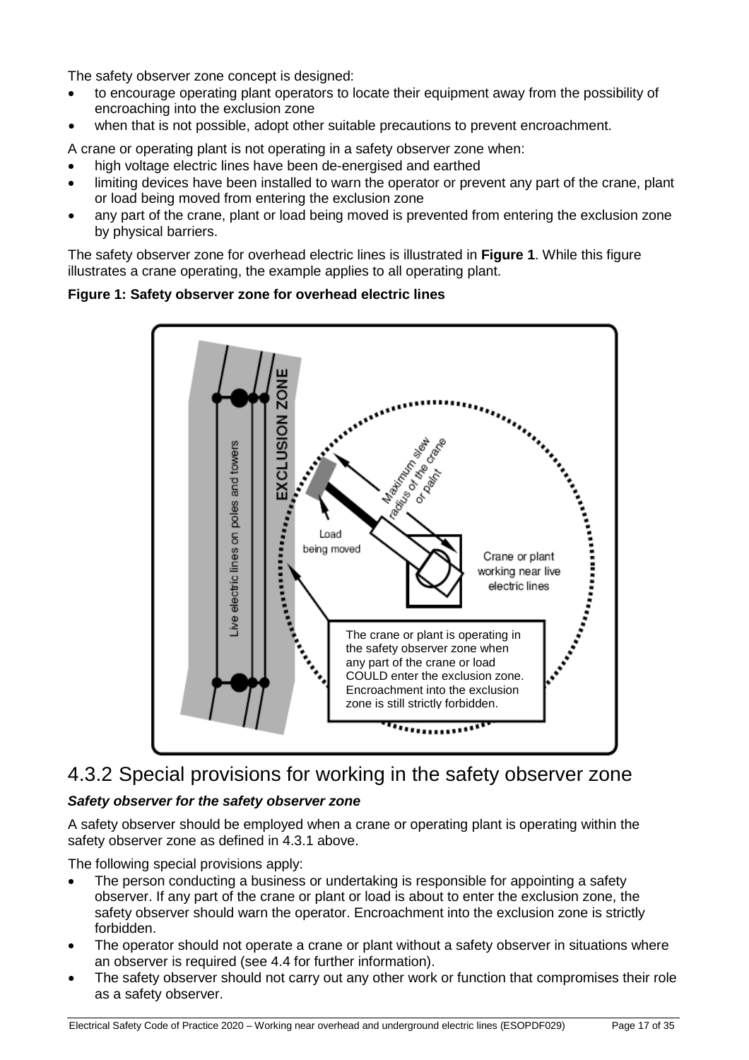The safety observer zone concept is designed:

- to encourage operating plant operators to locate their equipment away from the possibility of encroaching into the exclusion zone
- when that is not possible, adopt other suitable precautions to prevent encroachment.

A crane or operating plant is not operating in a safety observer zone when:

- high voltage electric lines have been de-energised and earthed
- limiting devices have been installed to warn the operator or prevent any part of the crane, plant or load being moved from entering the exclusion zone
- any part of the crane, plant or load being moved is prevented from entering the exclusion zone by physical barriers.

The safety observer zone for overhead electric lines is illustrated in **Figure 1**. While this figure illustrates a crane operating, the example applies to all operating plant.

**Figure 1: Safety observer zone for overhead electric lines**

Live electric lines on poles and towers

EXCLUSION ZONE

Maximum slew radius of the crane or palnt

Load being moved

Crane or plant working near live electric lines

The crane or plant is operating in the safety observer zone when any part of the crane or load COULD enter the exclusion zone. Encroachment into the exclusion zone is still strictly forbidden.

## 4.3.2 Special provisions for working in the safety observer zone

***Safety observer for the safety observer zone***

A safety observer should be employed when a crane or operating plant is operating within the safety observer zone as defined in 4.3.1 above.

The following special provisions apply:

- The person conducting a business or undertaking is responsible for appointing a safety observer. If any part of the crane or plant or load is about to enter the exclusion zone, the safety observer should warn the operator. Encroachment into the exclusion zone is strictly forbidden.
- The operator should not operate a crane or plant without a safety observer in situations where an observer is required (see 4.4 for further information).
- The safety observer should not carry out any other work or function that compromises their role as a safety observer.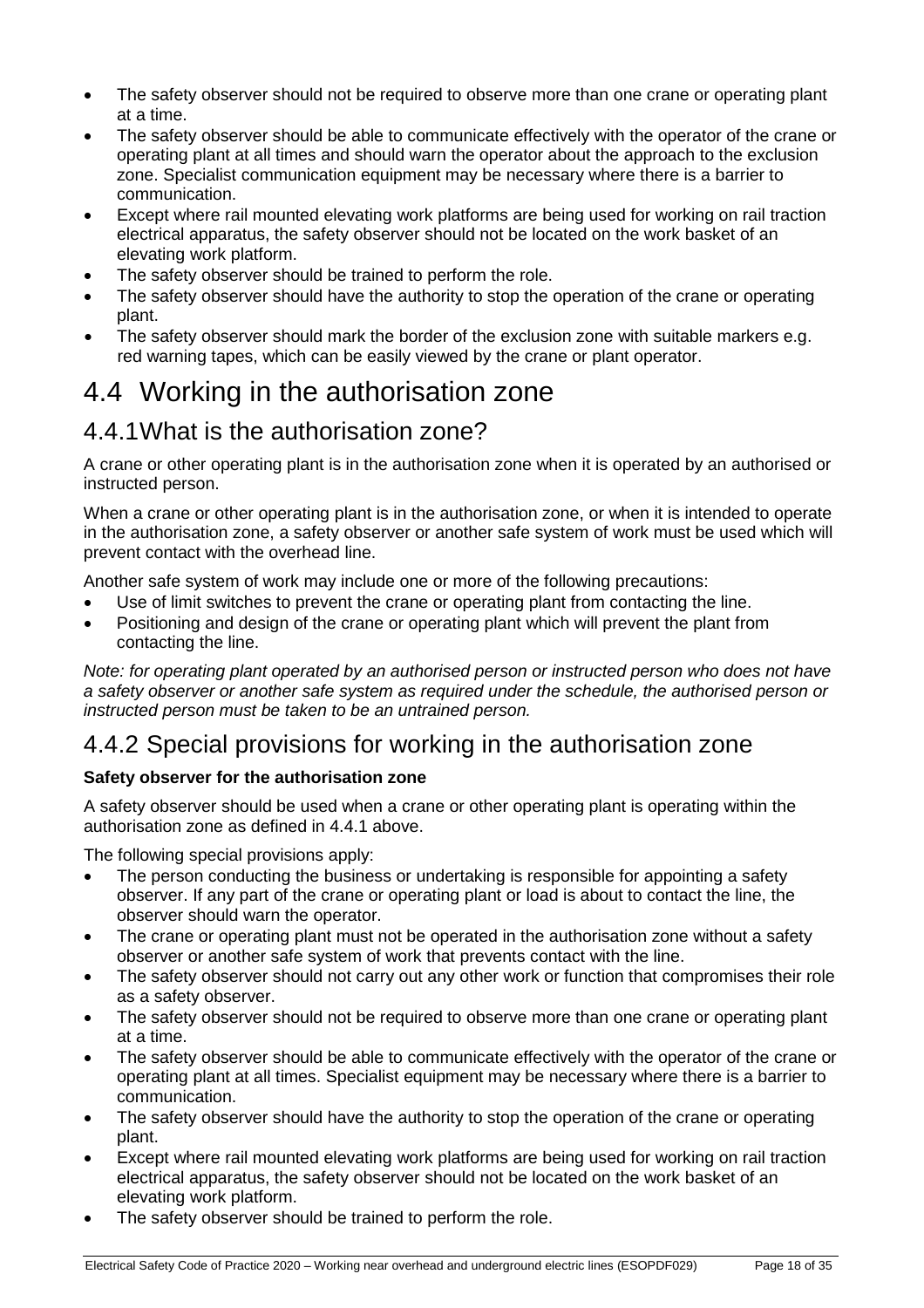- The safety observer should not be required to observe more than one crane or operating plant at a time.
- The safety observer should be able to communicate effectively with the operator of the crane or operating plant at all times and should warn the operator about the approach to the exclusion zone. Specialist communication equipment may be necessary where there is a barrier to communication.
- Except where rail mounted elevating work platforms are being used for working on rail traction electrical apparatus, the safety observer should not be located on the work basket of an elevating work platform.
- The safety observer should be trained to perform the role.
- The safety observer should have the authority to stop the operation of the crane or operating plant.
- The safety observer should mark the border of the exclusion zone with suitable markers e.g. red warning tapes, which can be easily viewed by the crane or plant operator.

# 4.4 Working in the authorisation zone

## 4.4.1 What is the authorisation zone?

A crane or other operating plant is in the authorisation zone when it is operated by an authorised or instructed person.

When a crane or other operating plant is in the authorisation zone, or when it is intended to operate in the authorisation zone, a safety observer or another safe system of work must be used which will prevent contact with the overhead line.

Another safe system of work may include one or more of the following precautions:

- Use of limit switches to prevent the crane or operating plant from contacting the line.
- Positioning and design of the crane or operating plant which will prevent the plant from contacting the line.

*Note: for operating plant operated by an authorised person or instructed person who does not have a safety observer or another safe system as required under the schedule, the authorised person or instructed person must be taken to be an untrained person.*

## 4.4.2 Special provisions for working in the authorisation zone

**Safety observer for the authorisation zone**

A safety observer should be used when a crane or other operating plant is operating within the authorisation zone as defined in 4.4.1 above.

The following special provisions apply:

- The person conducting the business or undertaking is responsible for appointing a safety observer. If any part of the crane or operating plant or load is about to contact the line, the observer should warn the operator.
- The crane or operating plant must not be operated in the authorisation zone without a safety observer or another safe system of work that prevents contact with the line.
- The safety observer should not carry out any other work or function that compromises their role as a safety observer.
- The safety observer should not be required to observe more than one crane or operating plant at a time.
- The safety observer should be able to communicate effectively with the operator of the crane or operating plant at all times. Specialist equipment may be necessary where there is a barrier to communication.
- The safety observer should have the authority to stop the operation of the crane or operating plant.
- Except where rail mounted elevating work platforms are being used for working on rail traction electrical apparatus, the safety observer should not be located on the work basket of an elevating work platform.
- The safety observer should be trained to perform the role.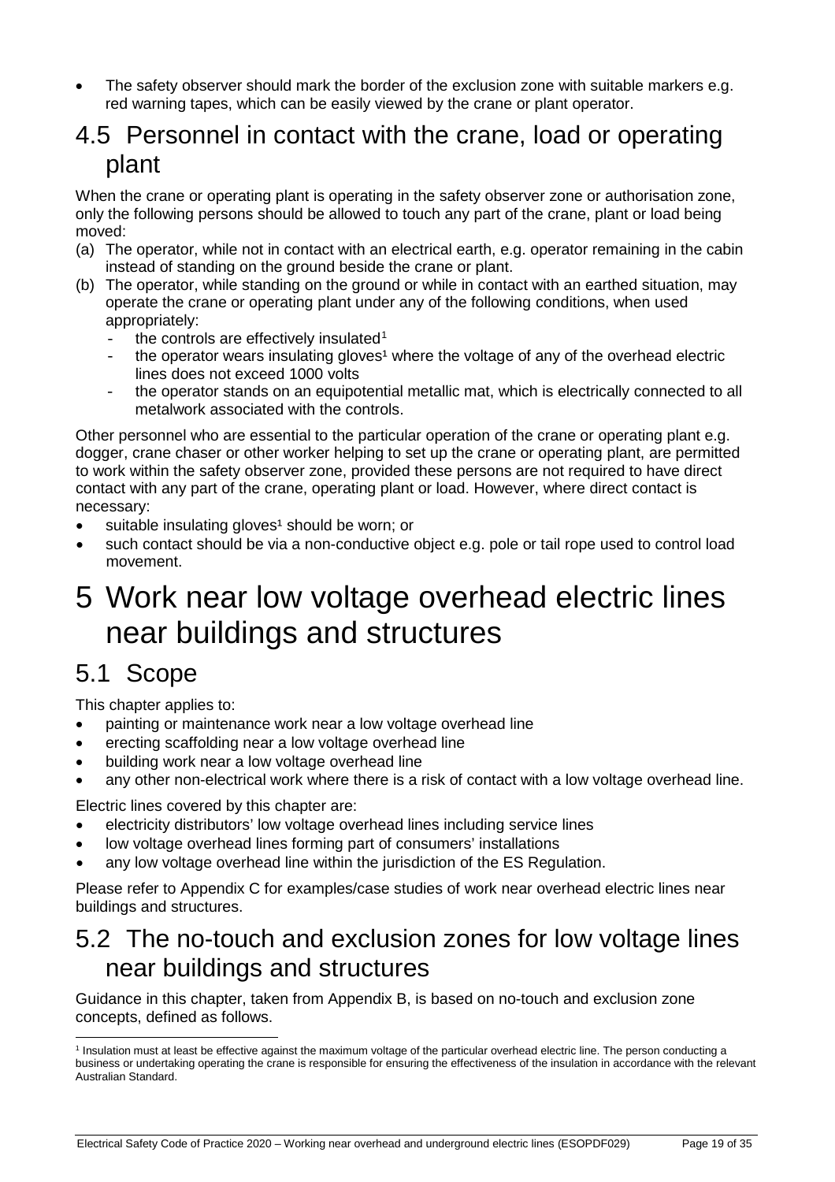- The safety observer should mark the border of the exclusion zone with suitable markers e.g. red warning tapes, which can be easily viewed by the crane or plant operator.

## 4.5 Personnel in contact with the crane, load or operating plant

When the crane or operating plant is operating in the safety observer zone or authorisation zone, only the following persons should be allowed to touch any part of the crane, plant or load being moved:

(a) The operator, while not in contact with an electrical earth, e.g. operator remaining in the cabin instead of standing on the ground beside the crane or plant.

(b) The operator, while standing on the ground or while in contact with an earthed situation, may operate the crane or operating plant under any of the following conditions, when used appropriately:
   - the controls are effectively insulated[1]
   - the operator wears insulating gloves[1] where the voltage of any of the overhead electric lines does not exceed 1000 volts
   - the operator stands on an equipotential metallic mat, which is electrically connected to all metalwork associated with the controls.

Other personnel who are essential to the particular operation of the crane or operating plant e.g. dogger, crane chaser or other worker helping to set up the crane or operating plant, are permitted to work within the safety observer zone, provided these persons are not required to have direct contact with any part of the crane, operating plant or load. However, where direct contact is necessary:

- suitable insulating gloves[1] should be worn; or
- such contact should be via a non-conductive object e.g. pole or tail rope used to control load movement.

# 5 Work near low voltage overhead electric lines near buildings and structures

## 5.1 Scope

This chapter applies to:

- painting or maintenance work near a low voltage overhead line
- erecting scaffolding near a low voltage overhead line
- building work near a low voltage overhead line
- any other non-electrical work where there is a risk of contact with a low voltage overhead line.

Electric lines covered by this chapter are:

- electricity distributors' low voltage overhead lines including service lines
- low voltage overhead lines forming part of consumers' installations
- any low voltage overhead line within the jurisdiction of the ES Regulation.

Please refer to Appendix C for examples/case studies of work near overhead electric lines near buildings and structures.

## 5.2 The no-touch and exclusion zones for low voltage lines near buildings and structures

Guidance in this chapter, taken from Appendix B, is based on no-touch and exclusion zone concepts, defined as follows.

[1] Insulation must at least be effective against the maximum voltage of the particular overhead electric line. The person conducting a business or undertaking operating the crane is responsible for ensuring the effectiveness of the insulation in accordance with the relevant Australian Standard.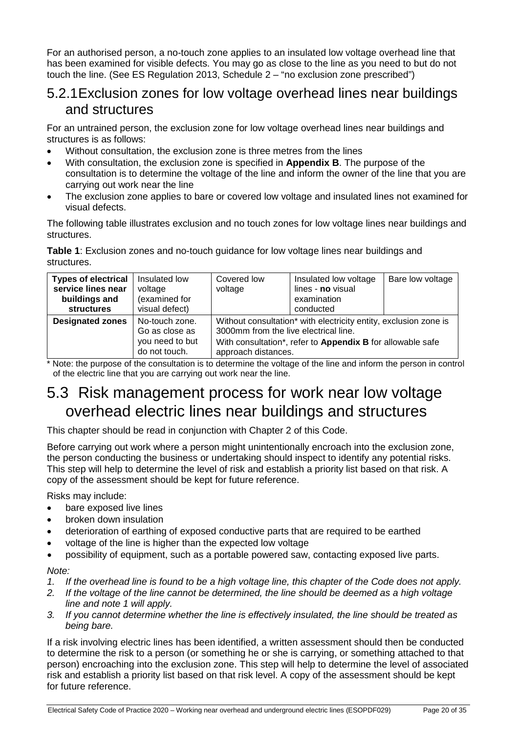For an authorised person, a no-touch zone applies to an insulated low voltage overhead line that has been examined for visible defects. You may go as close to the line as you need to but do not touch the line. (See ES Regulation 2013, Schedule 2 – "no exclusion zone prescribed")

## 5.2.1 Exclusion zones for low voltage overhead lines near buildings and structures

For an untrained person, the exclusion zone for low voltage overhead lines near buildings and structures is as follows:

- Without consultation, the exclusion zone is three metres from the lines
- With consultation, the exclusion zone is specified in **Appendix B**. The purpose of the consultation is to determine the voltage of the line and inform the owner of the line that you are carrying out work near the line
- The exclusion zone applies to bare or covered low voltage and insulated lines not examined for visual defects.

The following table illustrates exclusion and no touch zones for low voltage lines near buildings and structures.

**Table 1**: Exclusion zones and no-touch guidance for low voltage lines near buildings and structures.

| **Types of electrical service lines near buildings and structures** | Insulated low voltage (examined for visual defect) | Covered low voltage | Insulated low voltage lines - **no** visual examination conducted | Bare low voltage |
|---|---|---|---|---|
| **Designated zones** | No-touch zone. Go as close as you need to but do not touch. | Without consultation* with electricity entity, exclusion zone is 3000mm from the live electrical line. With consultation*, refer to **Appendix B** for allowable safe approach distances. | | |

\* Note: the purpose of the consultation is to determine the voltage of the line and inform the person in control of the electric line that you are carrying out work near the line.

# 5.3 Risk management process for work near low voltage overhead electric lines near buildings and structures

This chapter should be read in conjunction with Chapter 2 of this Code.

Before carrying out work where a person might unintentionally encroach into the exclusion zone, the person conducting the business or undertaking should inspect to identify any potential risks. This step will help to determine the level of risk and establish a priority list based on that risk. A copy of the assessment should be kept for future reference.

Risks may include:

- bare exposed live lines
- broken down insulation
- deterioration of earthing of exposed conductive parts that are required to be earthed
- voltage of the line is higher than the expected low voltage
- possibility of equipment, such as a portable powered saw, contacting exposed live parts.

*Note:*

1. *If the overhead line is found to be a high voltage line, this chapter of the Code does not apply.*
2. *If the voltage of the line cannot be determined, the line should be deemed as a high voltage line and note 1 will apply.*
3. *If you cannot determine whether the line is effectively insulated, the line should be treated as being bare.*

If a risk involving electric lines has been identified, a written assessment should then be conducted to determine the risk to a person (or something he or she is carrying, or something attached to that person) encroaching into the exclusion zone. This step will help to determine the level of associated risk and establish a priority list based on that risk level. A copy of the assessment should be kept for future reference.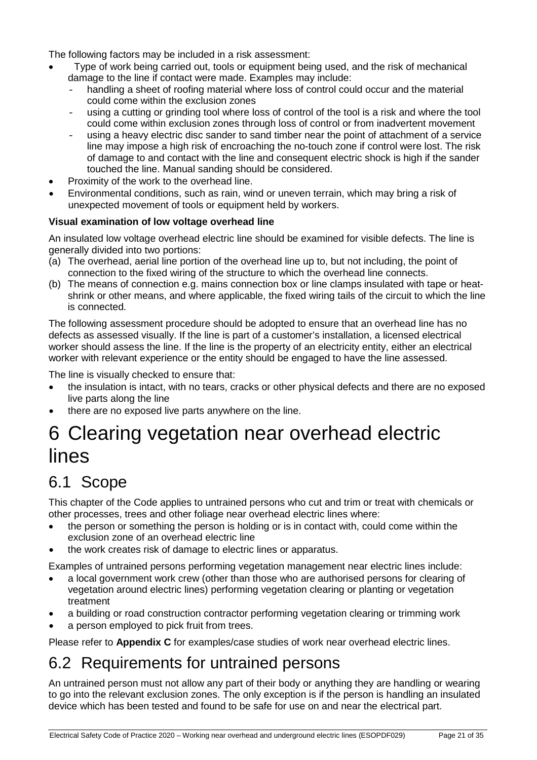The following factors may be included in a risk assessment:

- Type of work being carried out, tools or equipment being used, and the risk of mechanical damage to the line if contact were made. Examples may include:
  - handling a sheet of roofing material where loss of control could occur and the material could come within the exclusion zones
  - using a cutting or grinding tool where loss of control of the tool is a risk and where the tool could come within exclusion zones through loss of control or from inadvertent movement
  - using a heavy electric disc sander to sand timber near the point of attachment of a service line may impose a high risk of encroaching the no-touch zone if control were lost. The risk of damage to and contact with the line and consequent electric shock is high if the sander touched the line. Manual sanding should be considered.
- Proximity of the work to the overhead line.
- Environmental conditions, such as rain, wind or uneven terrain, which may bring a risk of unexpected movement of tools or equipment held by workers.

**Visual examination of low voltage overhead line**

An insulated low voltage overhead electric line should be examined for visible defects. The line is generally divided into two portions:

(a) The overhead, aerial line portion of the overhead line up to, but not including, the point of connection to the fixed wiring of the structure to which the overhead line connects.

(b) The means of connection e.g. mains connection box or line clamps insulated with tape or heat-shrink or other means, and where applicable, the fixed wiring tails of the circuit to which the line is connected.

The following assessment procedure should be adopted to ensure that an overhead line has no defects as assessed visually. If the line is part of a customer's installation, a licensed electrical worker should assess the line. If the line is the property of an electricity entity, either an electrical worker with relevant experience or the entity should be engaged to have the line assessed.

The line is visually checked to ensure that:

- the insulation is intact, with no tears, cracks or other physical defects and there are no exposed live parts along the line
- there are no exposed live parts anywhere on the line.

# 6 Clearing vegetation near overhead electric lines

## 6.1 Scope

This chapter of the Code applies to untrained persons who cut and trim or treat with chemicals or other processes, trees and other foliage near overhead electric lines where:

- the person or something the person is holding or is in contact with, could come within the exclusion zone of an overhead electric line
- the work creates risk of damage to electric lines or apparatus.

Examples of untrained persons performing vegetation management near electric lines include:

- a local government work crew (other than those who are authorised persons for clearing of vegetation around electric lines) performing vegetation clearing or planting or vegetation treatment
- a building or road construction contractor performing vegetation clearing or trimming work
- a person employed to pick fruit from trees.

Please refer to **Appendix C** for examples/case studies of work near overhead electric lines.

## 6.2 Requirements for untrained persons

An untrained person must not allow any part of their body or anything they are handling or wearing to go into the relevant exclusion zones. The only exception is if the person is handling an insulated device which has been tested and found to be safe for use on and near the electrical part.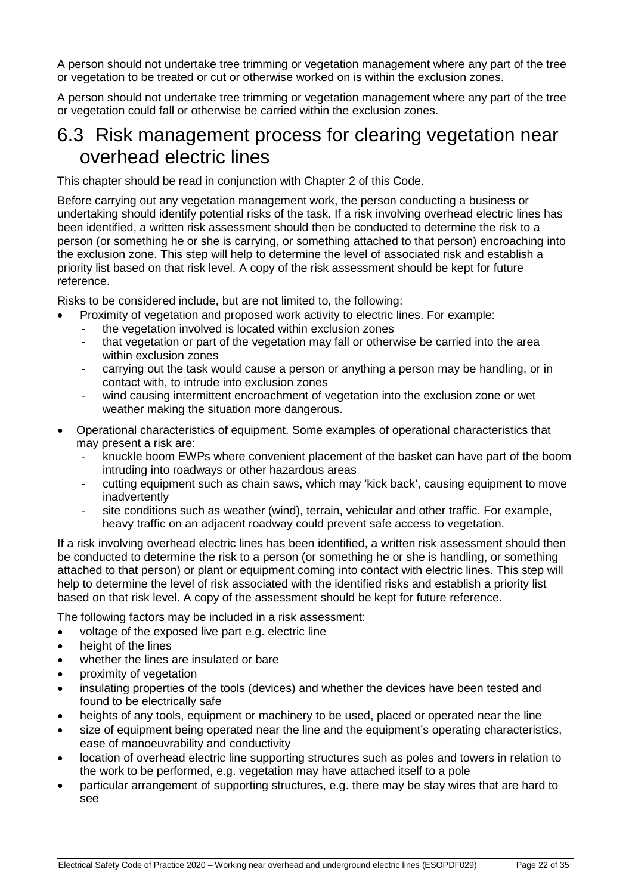A person should not undertake tree trimming or vegetation management where any part of the tree or vegetation to be treated or cut or otherwise worked on is within the exclusion zones.

A person should not undertake tree trimming or vegetation management where any part of the tree or vegetation could fall or otherwise be carried within the exclusion zones.

## 6.3 Risk management process for clearing vegetation near overhead electric lines

This chapter should be read in conjunction with Chapter 2 of this Code.

Before carrying out any vegetation management work, the person conducting a business or undertaking should identify potential risks of the task. If a risk involving overhead electric lines has been identified, a written risk assessment should then be conducted to determine the risk to a person (or something he or she is carrying, or something attached to that person) encroaching into the exclusion zone. This step will help to determine the level of associated risk and establish a priority list based on that risk level. A copy of the risk assessment should be kept for future reference.

Risks to be considered include, but are not limited to, the following:

- Proximity of vegetation and proposed work activity to electric lines. For example:
  - the vegetation involved is located within exclusion zones
  - that vegetation or part of the vegetation may fall or otherwise be carried into the area within exclusion zones
  - carrying out the task would cause a person or anything a person may be handling, or in contact with, to intrude into exclusion zones
  - wind causing intermittent encroachment of vegetation into the exclusion zone or wet weather making the situation more dangerous.
- Operational characteristics of equipment. Some examples of operational characteristics that may present a risk are:
  - knuckle boom EWPs where convenient placement of the basket can have part of the boom intruding into roadways or other hazardous areas
  - cutting equipment such as chain saws, which may 'kick back', causing equipment to move inadvertently
  - site conditions such as weather (wind), terrain, vehicular and other traffic. For example, heavy traffic on an adjacent roadway could prevent safe access to vegetation.

If a risk involving overhead electric lines has been identified, a written risk assessment should then be conducted to determine the risk to a person (or something he or she is handling, or something attached to that person) or plant or equipment coming into contact with electric lines. This step will help to determine the level of risk associated with the identified risks and establish a priority list based on that risk level. A copy of the assessment should be kept for future reference.

The following factors may be included in a risk assessment:

- voltage of the exposed live part e.g. electric line
- height of the lines
- whether the lines are insulated or bare
- proximity of vegetation
- insulating properties of the tools (devices) and whether the devices have been tested and found to be electrically safe
- heights of any tools, equipment or machinery to be used, placed or operated near the line
- size of equipment being operated near the line and the equipment's operating characteristics, ease of manoeuvrability and conductivity
- location of overhead electric line supporting structures such as poles and towers in relation to the work to be performed, e.g. vegetation may have attached itself to a pole
- particular arrangement of supporting structures, e.g. there may be stay wires that are hard to see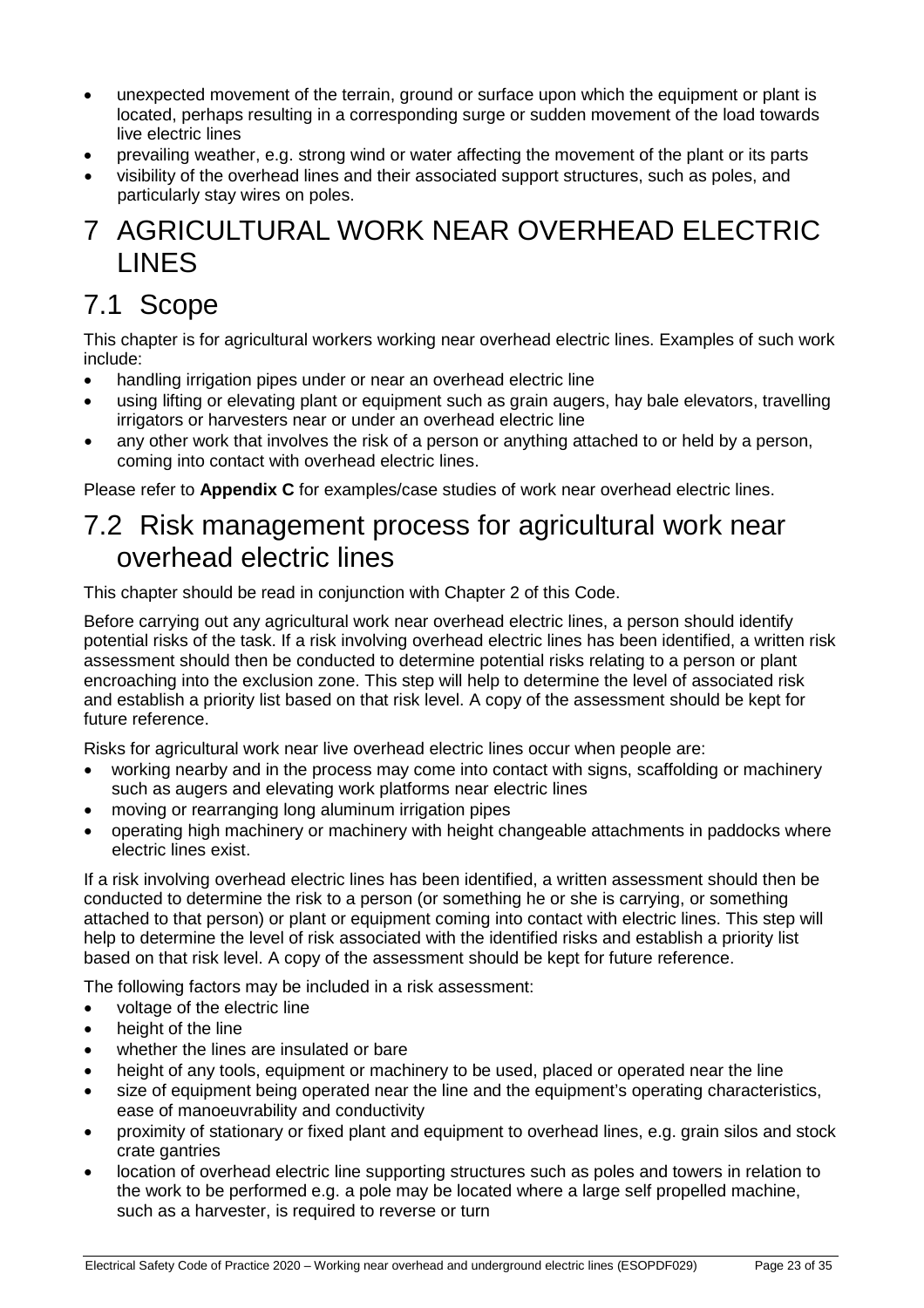- unexpected movement of the terrain, ground or surface upon which the equipment or plant is located, perhaps resulting in a corresponding surge or sudden movement of the load towards live electric lines
- prevailing weather, e.g. strong wind or water affecting the movement of the plant or its parts
- visibility of the overhead lines and their associated support structures, such as poles, and particularly stay wires on poles.

# 7 AGRICULTURAL WORK NEAR OVERHEAD ELECTRIC LINES

## 7.1 Scope

This chapter is for agricultural workers working near overhead electric lines. Examples of such work include:

- handling irrigation pipes under or near an overhead electric line
- using lifting or elevating plant or equipment such as grain augers, hay bale elevators, travelling irrigators or harvesters near or under an overhead electric line
- any other work that involves the risk of a person or anything attached to or held by a person, coming into contact with overhead electric lines.

Please refer to **Appendix C** for examples/case studies of work near overhead electric lines.

## 7.2 Risk management process for agricultural work near overhead electric lines

This chapter should be read in conjunction with Chapter 2 of this Code.

Before carrying out any agricultural work near overhead electric lines, a person should identify potential risks of the task. If a risk involving overhead electric lines has been identified, a written risk assessment should then be conducted to determine potential risks relating to a person or plant encroaching into the exclusion zone. This step will help to determine the level of associated risk and establish a priority list based on that risk level. A copy of the assessment should be kept for future reference.

Risks for agricultural work near live overhead electric lines occur when people are:

- working nearby and in the process may come into contact with signs, scaffolding or machinery such as augers and elevating work platforms near electric lines
- moving or rearranging long aluminum irrigation pipes
- operating high machinery or machinery with height changeable attachments in paddocks where electric lines exist.

If a risk involving overhead electric lines has been identified, a written assessment should then be conducted to determine the risk to a person (or something he or she is carrying, or something attached to that person) or plant or equipment coming into contact with electric lines. This step will help to determine the level of risk associated with the identified risks and establish a priority list based on that risk level. A copy of the assessment should be kept for future reference.

The following factors may be included in a risk assessment:

- voltage of the electric line
- height of the line
- whether the lines are insulated or bare
- height of any tools, equipment or machinery to be used, placed or operated near the line
- size of equipment being operated near the line and the equipment's operating characteristics, ease of manoeuvrability and conductivity
- proximity of stationary or fixed plant and equipment to overhead lines, e.g. grain silos and stock crate gantries
- location of overhead electric line supporting structures such as poles and towers in relation to the work to be performed e.g. a pole may be located where a large self propelled machine, such as a harvester, is required to reverse or turn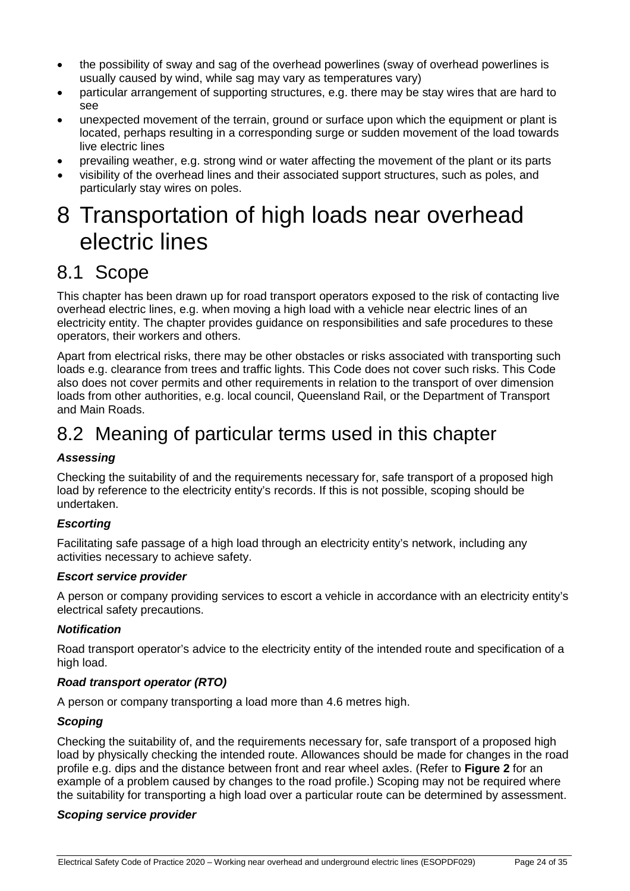- the possibility of sway and sag of the overhead powerlines (sway of overhead powerlines is usually caused by wind, while sag may vary as temperatures vary)
- particular arrangement of supporting structures, e.g. there may be stay wires that are hard to see
- unexpected movement of the terrain, ground or surface upon which the equipment or plant is located, perhaps resulting in a corresponding surge or sudden movement of the load towards live electric lines
- prevailing weather, e.g. strong wind or water affecting the movement of the plant or its parts
- visibility of the overhead lines and their associated support structures, such as poles, and particularly stay wires on poles.

# 8 Transportation of high loads near overhead electric lines

## 8.1 Scope

This chapter has been drawn up for road transport operators exposed to the risk of contacting live overhead electric lines, e.g. when moving a high load with a vehicle near electric lines of an electricity entity. The chapter provides guidance on responsibilities and safe procedures to these operators, their workers and others.

Apart from electrical risks, there may be other obstacles or risks associated with transporting such loads e.g. clearance from trees and traffic lights. This Code does not cover such risks. This Code also does not cover permits and other requirements in relation to the transport of over dimension loads from other authorities, e.g. local council, Queensland Rail, or the Department of Transport and Main Roads.

## 8.2 Meaning of particular terms used in this chapter

#### *Assessing*

Checking the suitability of and the requirements necessary for, safe transport of a proposed high load by reference to the electricity entity's records. If this is not possible, scoping should be undertaken.

#### *Escorting*

Facilitating safe passage of a high load through an electricity entity's network, including any activities necessary to achieve safety.

#### *Escort service provider*

A person or company providing services to escort a vehicle in accordance with an electricity entity's electrical safety precautions.

#### *Notification*

Road transport operator's advice to the electricity entity of the intended route and specification of a high load.

#### *Road transport operator (RTO)*

A person or company transporting a load more than 4.6 metres high.

#### *Scoping*

Checking the suitability of, and the requirements necessary for, safe transport of a proposed high load by physically checking the intended route. Allowances should be made for changes in the road profile e.g. dips and the distance between front and rear wheel axles. (Refer to **Figure 2** for an example of a problem caused by changes to the road profile.) Scoping may not be required where the suitability for transporting a high load over a particular route can be determined by assessment.

#### *Scoping service provider*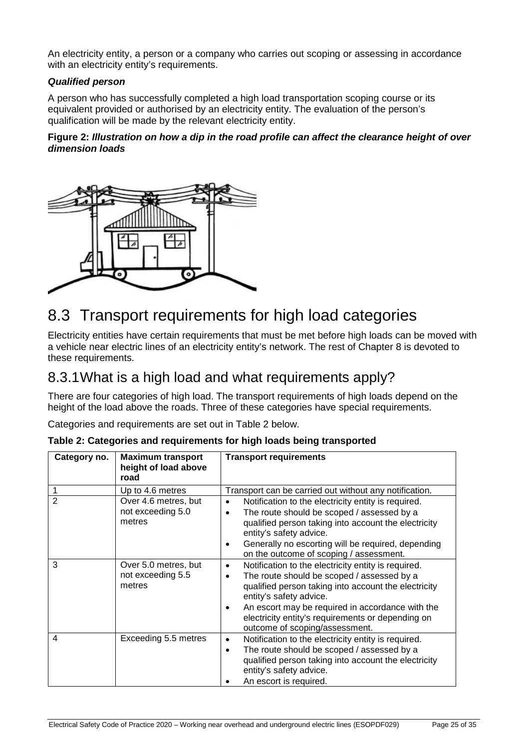An electricity entity, a person or a company who carries out scoping or assessing in accordance with an electricity entity's requirements.

***Qualified person***

A person who has successfully completed a high load transportation scoping course or its equivalent provided or authorised by an electricity entity. The evaluation of the person's qualification will be made by the relevant electricity entity.

**Figure 2: *Illustration on how a dip in the road profile can affect the clearance height of over dimension loads***

# 8.3 Transport requirements for high load categories

Electricity entities have certain requirements that must be met before high loads can be moved with a vehicle near electric lines of an electricity entity's network. The rest of Chapter 8 is devoted to these requirements.

## 8.3.1 What is a high load and what requirements apply?

There are four categories of high load. The transport requirements of high loads depend on the height of the load above the roads. Three of these categories have special requirements.

Categories and requirements are set out in Table 2 below.

**Table 2: Categories and requirements for high loads being transported**

| Category no. | Maximum transport height of load above road | Transport requirements |
|---|---|---|
| 1 | Up to 4.6 metres | Transport can be carried out without any notification. |
| 2 | Over 4.6 metres, but not exceeding 5.0 metres | • Notification to the electricity entity is required.<br>• The route should be scoped / assessed by a qualified person taking into account the electricity entity's safety advice.<br>• Generally no escorting will be required, depending on the outcome of scoping / assessment. |
| 3 | Over 5.0 metres, but not exceeding 5.5 metres | • Notification to the electricity entity is required.<br>• The route should be scoped / assessed by a qualified person taking into account the electricity entity's safety advice.<br>• An escort may be required in accordance with the electricity entity's requirements or depending on outcome of scoping/assessment. |
| 4 | Exceeding 5.5 metres | • Notification to the electricity entity is required.<br>• The route should be scoped / assessed by a qualified person taking into account the electricity entity's safety advice.<br>• An escort is required. |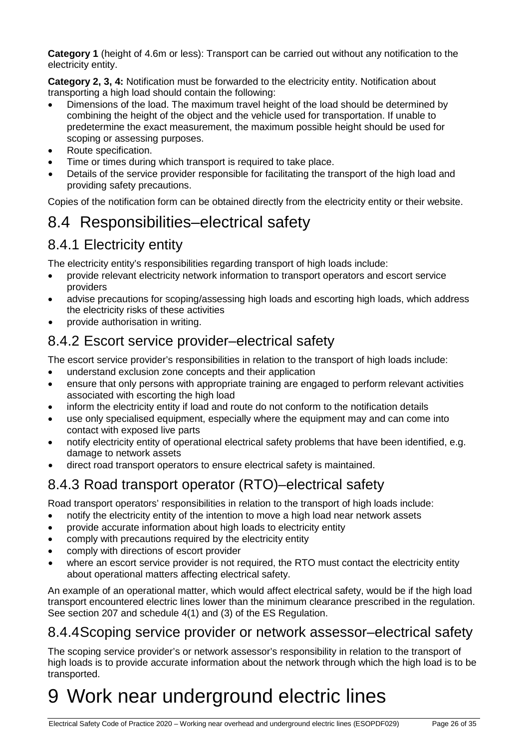**Category 1** (height of 4.6m or less): Transport can be carried out without any notification to the electricity entity.

**Category 2, 3, 4:** Notification must be forwarded to the electricity entity. Notification about transporting a high load should contain the following:

- Dimensions of the load. The maximum travel height of the load should be determined by combining the height of the object and the vehicle used for transportation. If unable to predetermine the exact measurement, the maximum possible height should be used for scoping or assessing purposes.
- Route specification.
- Time or times during which transport is required to take place.
- Details of the service provider responsible for facilitating the transport of the high load and providing safety precautions.

Copies of the notification form can be obtained directly from the electricity entity or their website.

## 8.4 Responsibilities–electrical safety

### 8.4.1 Electricity entity

The electricity entity's responsibilities regarding transport of high loads include:

- provide relevant electricity network information to transport operators and escort service providers
- advise precautions for scoping/assessing high loads and escorting high loads, which address the electricity risks of these activities
- provide authorisation in writing.

### 8.4.2 Escort service provider–electrical safety

The escort service provider's responsibilities in relation to the transport of high loads include:

- understand exclusion zone concepts and their application
- ensure that only persons with appropriate training are engaged to perform relevant activities associated with escorting the high load
- inform the electricity entity if load and route do not conform to the notification details
- use only specialised equipment, especially where the equipment may and can come into contact with exposed live parts
- notify electricity entity of operational electrical safety problems that have been identified, e.g. damage to network assets
- direct road transport operators to ensure electrical safety is maintained.

### 8.4.3 Road transport operator (RTO)–electrical safety

Road transport operators' responsibilities in relation to the transport of high loads include:

- notify the electricity entity of the intention to move a high load near network assets
- provide accurate information about high loads to electricity entity
- comply with precautions required by the electricity entity
- comply with directions of escort provider
- where an escort service provider is not required, the RTO must contact the electricity entity about operational matters affecting electrical safety.

An example of an operational matter, which would affect electrical safety, would be if the high load transport encountered electric lines lower than the minimum clearance prescribed in the regulation. See section 207 and schedule 4(1) and (3) of the ES Regulation.

### 8.4.4Scoping service provider or network assessor–electrical safety

The scoping service provider's or network assessor's responsibility in relation to the transport of high loads is to provide accurate information about the network through which the high load is to be transported.

# 9 Work near underground electric lines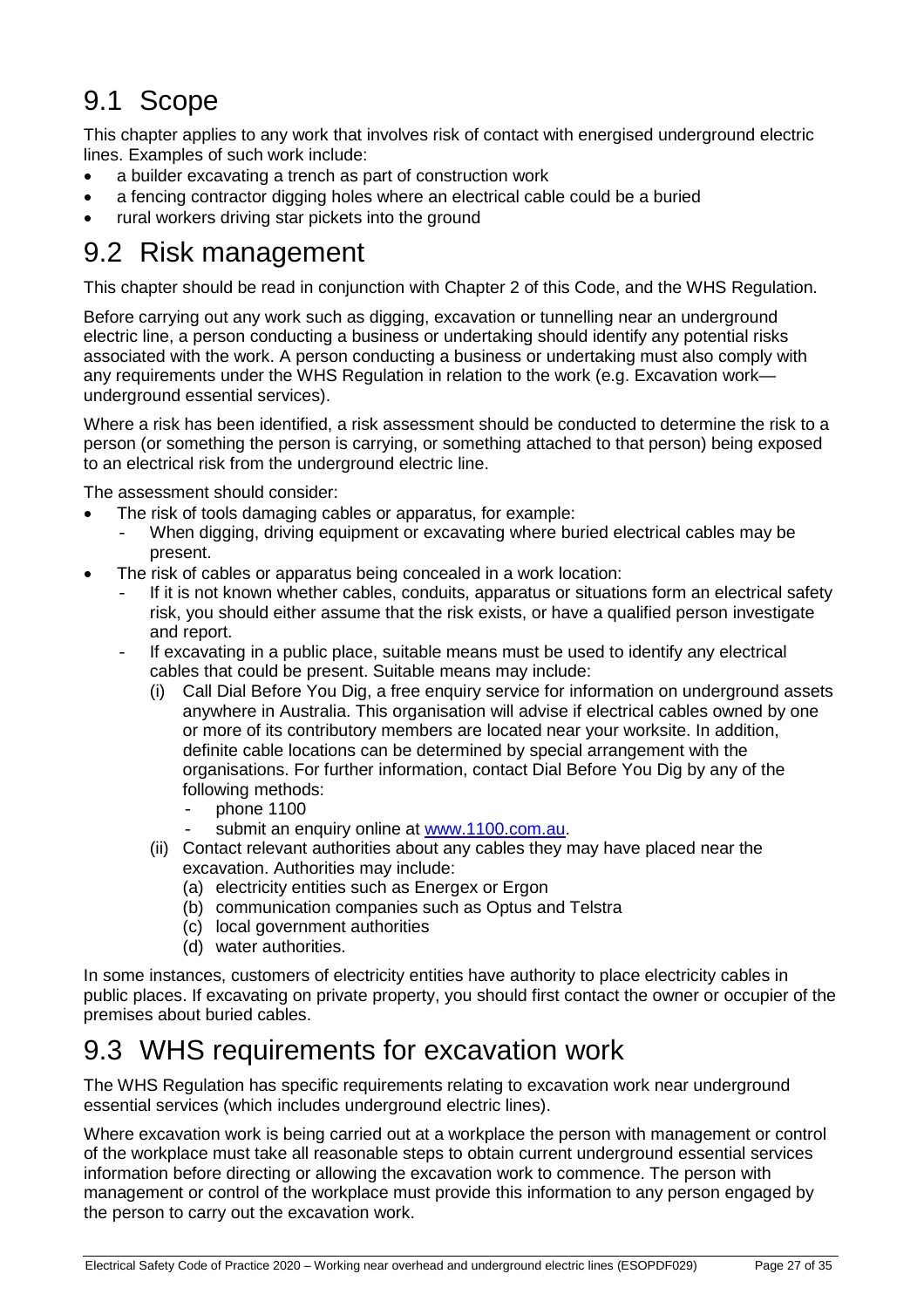## 9.1 Scope

This chapter applies to any work that involves risk of contact with energised underground electric lines. Examples of such work include:

- a builder excavating a trench as part of construction work
- a fencing contractor digging holes where an electrical cable could be a buried
- rural workers driving star pickets into the ground

## 9.2 Risk management

This chapter should be read in conjunction with Chapter 2 of this Code, and the WHS Regulation.

Before carrying out any work such as digging, excavation or tunnelling near an underground electric line, a person conducting a business or undertaking should identify any potential risks associated with the work. A person conducting a business or undertaking must also comply with any requirements under the WHS Regulation in relation to the work (e.g. Excavation work—underground essential services).

Where a risk has been identified, a risk assessment should be conducted to determine the risk to a person (or something the person is carrying, or something attached to that person) being exposed to an electrical risk from the underground electric line.

The assessment should consider:

- The risk of tools damaging cables or apparatus, for example:
  - When digging, driving equipment or excavating where buried electrical cables may be present.
- The risk of cables or apparatus being concealed in a work location:
  - If it is not known whether cables, conduits, apparatus or situations form an electrical safety risk, you should either assume that the risk exists, or have a qualified person investigate and report.
  - If excavating in a public place, suitable means must be used to identify any electrical cables that could be present. Suitable means may include:
    - (i) Call Dial Before You Dig, a free enquiry service for information on underground assets anywhere in Australia. This organisation will advise if electrical cables owned by one or more of its contributory members are located near your worksite. In addition, definite cable locations can be determined by special arrangement with the organisations. For further information, contact Dial Before You Dig by any of the following methods:
      - phone 1100
      - submit an enquiry online at [www.1100.com.au](http://www.1100.com.au).
    - (ii) Contact relevant authorities about any cables they may have placed near the excavation. Authorities may include:
      - (a) electricity entities such as Energex or Ergon
      - (b) communication companies such as Optus and Telstra
      - (c) local government authorities
      - (d) water authorities.

In some instances, customers of electricity entities have authority to place electricity cables in public places. If excavating on private property, you should first contact the owner or occupier of the premises about buried cables.

## 9.3 WHS requirements for excavation work

The WHS Regulation has specific requirements relating to excavation work near underground essential services (which includes underground electric lines).

Where excavation work is being carried out at a workplace the person with management or control of the workplace must take all reasonable steps to obtain current underground essential services information before directing or allowing the excavation work to commence. The person with management or control of the workplace must provide this information to any person engaged by the person to carry out the excavation work.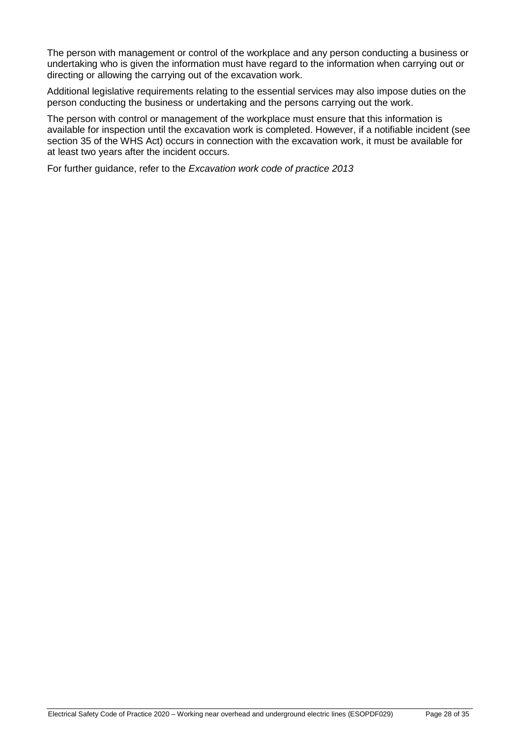The person with management or control of the workplace and any person conducting a business or undertaking who is given the information must have regard to the information when carrying out or directing or allowing the carrying out of the excavation work.

Additional legislative requirements relating to the essential services may also impose duties on the person conducting the business or undertaking and the persons carrying out the work.

The person with control or management of the workplace must ensure that this information is available for inspection until the excavation work is completed. However, if a notifiable incident (see section 35 of the WHS Act) occurs in connection with the excavation work, it must be available for at least two years after the incident occurs.

For further guidance, refer to the *Excavation work code of practice 2013*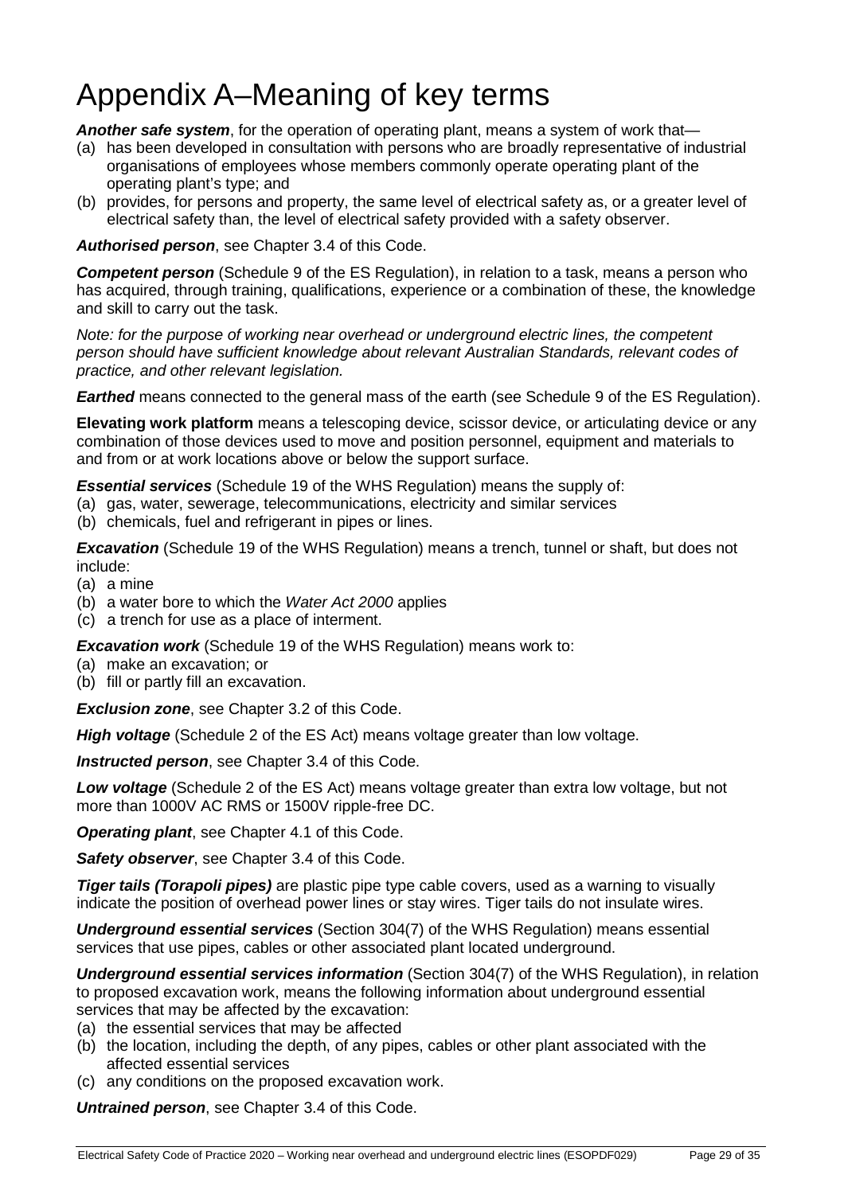# Appendix A–Meaning of key terms

***Another safe system***, for the operation of operating plant, means a system of work that—

(a) has been developed in consultation with persons who are broadly representative of industrial organisations of employees whose members commonly operate operating plant of the operating plant's type; and

(b) provides, for persons and property, the same level of electrical safety as, or a greater level of electrical safety than, the level of electrical safety provided with a safety observer.

***Authorised person***, see Chapter 3.4 of this Code.

***Competent person*** (Schedule 9 of the ES Regulation), in relation to a task, means a person who has acquired, through training, qualifications, experience or a combination of these, the knowledge and skill to carry out the task.

*Note: for the purpose of working near overhead or underground electric lines, the competent person should have sufficient knowledge about relevant Australian Standards, relevant codes of practice, and other relevant legislation.*

***Earthed*** means connected to the general mass of the earth (see Schedule 9 of the ES Regulation).

**Elevating work platform** means a telescoping device, scissor device, or articulating device or any combination of those devices used to move and position personnel, equipment and materials to and from or at work locations above or below the support surface.

***Essential services*** (Schedule 19 of the WHS Regulation) means the supply of:

(a) gas, water, sewerage, telecommunications, electricity and similar services

(b) chemicals, fuel and refrigerant in pipes or lines.

***Excavation*** (Schedule 19 of the WHS Regulation) means a trench, tunnel or shaft, but does not include:

(a) a mine

(b) a water bore to which the *Water Act 2000* applies

(c) a trench for use as a place of interment.

***Excavation work*** (Schedule 19 of the WHS Regulation) means work to:

(a) make an excavation; or

(b) fill or partly fill an excavation.

***Exclusion zone***, see Chapter 3.2 of this Code.

***High voltage*** (Schedule 2 of the ES Act) means voltage greater than low voltage.

***Instructed person***, see Chapter 3.4 of this Code.

***Low voltage*** (Schedule 2 of the ES Act) means voltage greater than extra low voltage, but not more than 1000V AC RMS or 1500V ripple-free DC.

***Operating plant***, see Chapter 4.1 of this Code.

***Safety observer***, see Chapter 3.4 of this Code.

***Tiger tails (Torapoli pipes)*** are plastic pipe type cable covers, used as a warning to visually indicate the position of overhead power lines or stay wires. Tiger tails do not insulate wires.

***Underground essential services*** (Section 304(7) of the WHS Regulation) means essential services that use pipes, cables or other associated plant located underground.

***Underground essential services information*** (Section 304(7) of the WHS Regulation), in relation to proposed excavation work, means the following information about underground essential services that may be affected by the excavation:

(a) the essential services that may be affected

(b) the location, including the depth, of any pipes, cables or other plant associated with the affected essential services

(c) any conditions on the proposed excavation work.

***Untrained person***, see Chapter 3.4 of this Code.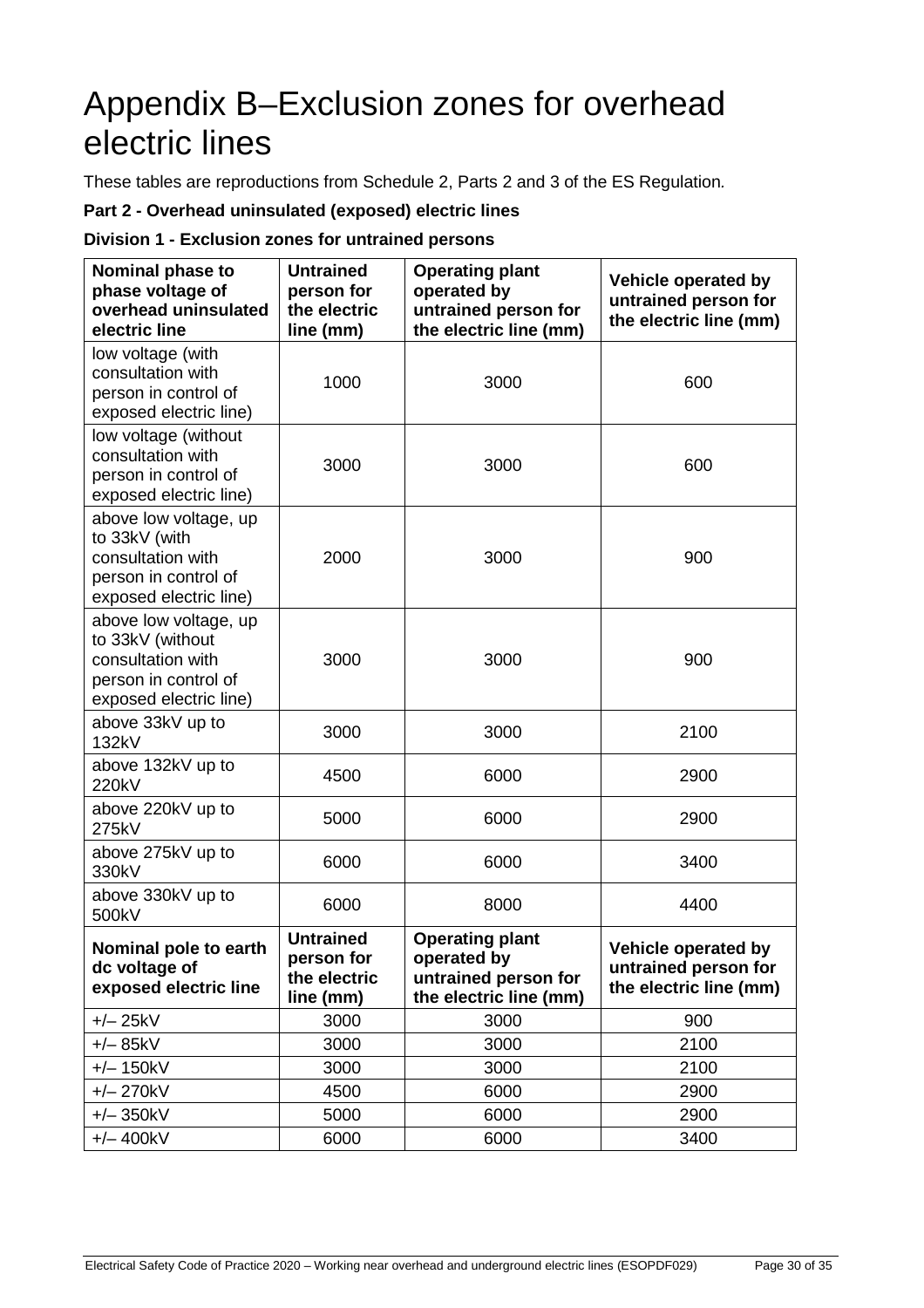# Appendix B–Exclusion zones for overhead electric lines

These tables are reproductions from Schedule 2, Parts 2 and 3 of the ES Regulation.

**Part 2 - Overhead uninsulated (exposed) electric lines**

**Division 1 - Exclusion zones for untrained persons**

| Nominal phase to phase voltage of overhead uninsulated electric line | Untrained person for the electric line (mm) | Operating plant operated by untrained person for the electric line (mm) | Vehicle operated by untrained person for the electric line (mm) |
|---|---|---|---|
| low voltage (with consultation with person in control of exposed electric line) | 1000 | 3000 | 600 |
| low voltage (without consultation with person in control of exposed electric line) | 3000 | 3000 | 600 |
| above low voltage, up to 33kV (with consultation with person in control of exposed electric line) | 2000 | 3000 | 900 |
| above low voltage, up to 33kV (without consultation with person in control of exposed electric line) | 3000 | 3000 | 900 |
| above 33kV up to 132kV | 3000 | 3000 | 2100 |
| above 132kV up to 220kV | 4500 | 6000 | 2900 |
| above 220kV up to 275kV | 5000 | 6000 | 2900 |
| above 275kV up to 330kV | 6000 | 6000 | 3400 |
| above 330kV up to 500kV | 6000 | 8000 | 4400 |
| **Nominal pole to earth dc voltage of exposed electric line** | **Untrained person for the electric line (mm)** | **Operating plant operated by untrained person for the electric line (mm)** | **Vehicle operated by untrained person for the electric line (mm)** |
| +/– 25kV | 3000 | 3000 | 900 |
| +/– 85kV | 3000 | 3000 | 2100 |
| +/– 150kV | 3000 | 3000 | 2100 |
| +/– 270kV | 4500 | 6000 | 2900 |
| +/– 350kV | 5000 | 6000 | 2900 |
| +/– 400kV | 6000 | 6000 | 3400 |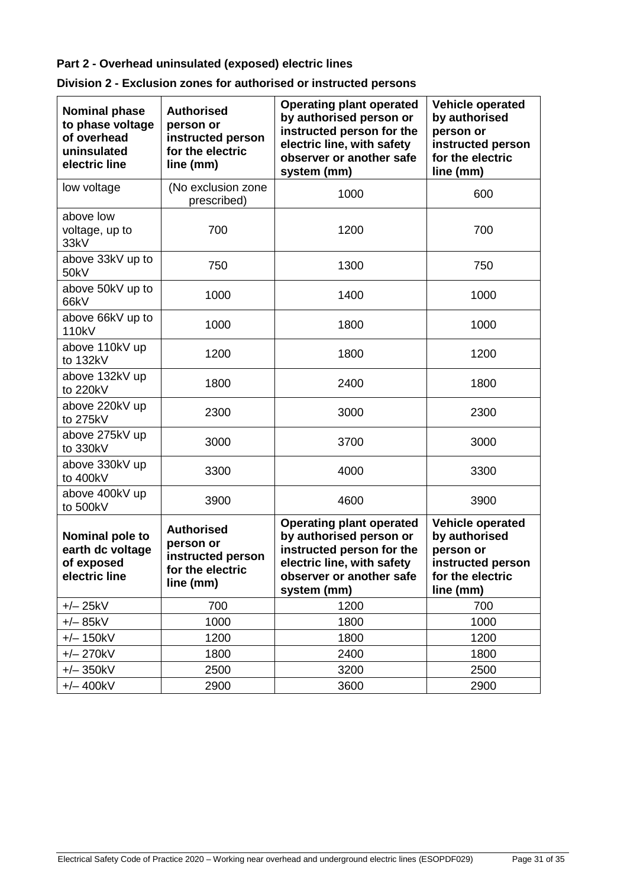**Part 2 - Overhead uninsulated (exposed) electric lines**

**Division 2 - Exclusion zones for authorised or instructed persons**

| Nominal phase to phase voltage of overhead uninsulated electric line | Authorised person or instructed person for the electric line (mm) | Operating plant operated by authorised person or instructed person for the electric line, with safety observer or another safe system (mm) | Vehicle operated by authorised person or instructed person for the electric line (mm) |
|---|---|---|---|
| low voltage | (No exclusion zone prescribed) | 1000 | 600 |
| above low voltage, up to 33kV | 700 | 1200 | 700 |
| above 33kV up to 50kV | 750 | 1300 | 750 |
| above 50kV up to 66kV | 1000 | 1400 | 1000 |
| above 66kV up to 110kV | 1000 | 1800 | 1000 |
| above 110kV up to 132kV | 1200 | 1800 | 1200 |
| above 132kV up to 220kV | 1800 | 2400 | 1800 |
| above 220kV up to 275kV | 2300 | 3000 | 2300 |
| above 275kV up to 330kV | 3000 | 3700 | 3000 |
| above 330kV up to 400kV | 3300 | 4000 | 3300 |
| above 400kV up to 500kV | 3900 | 4600 | 3900 |
| **Nominal pole to earth dc voltage of exposed electric line** | **Authorised person or instructed person for the electric line (mm)** | **Operating plant operated by authorised person or instructed person for the electric line, with safety observer or another safe system (mm)** | **Vehicle operated by authorised person or instructed person for the electric line (mm)** |
| +/– 25kV | 700 | 1200 | 700 |
| +/– 85kV | 1000 | 1800 | 1000 |
| +/– 150kV | 1200 | 1800 | 1200 |
| +/– 270kV | 1800 | 2400 | 1800 |
| +/– 350kV | 2500 | 3200 | 2500 |
| +/– 400kV | 2900 | 3600 | 2900 |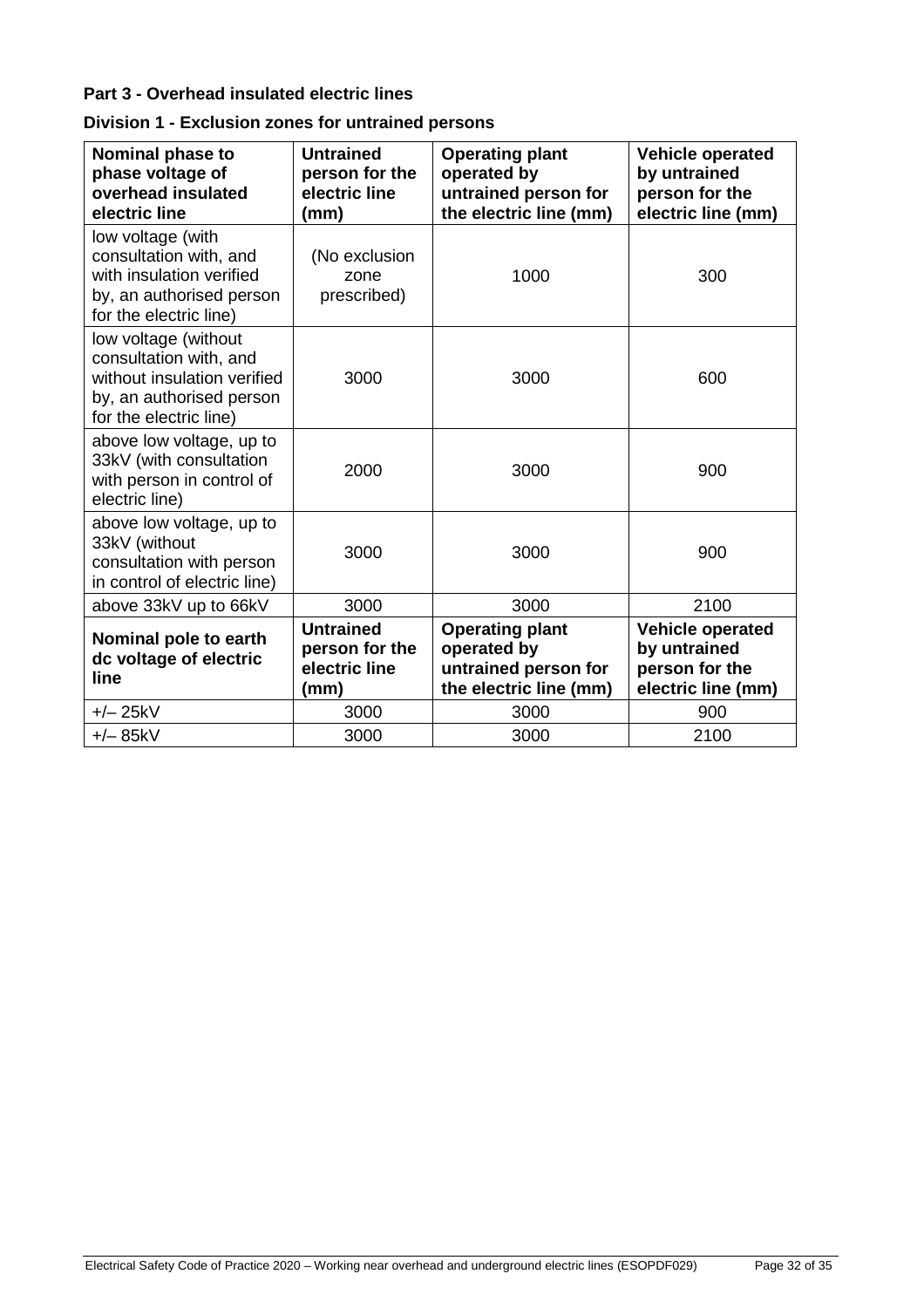## Part 3 - Overhead insulated electric lines

### Division 1 - Exclusion zones for untrained persons

| Nominal phase to phase voltage of overhead insulated electric line | Untrained person for the electric line (mm) | Operating plant operated by untrained person for the electric line (mm) | Vehicle operated by untrained person for the electric line (mm) |
|---|---|---|---|
| low voltage (with consultation with, and with insulation verified by, an authorised person for the electric line) | (No exclusion zone prescribed) | 1000 | 300 |
| low voltage (without consultation with, and without insulation verified by, an authorised person for the electric line) | 3000 | 3000 | 600 |
| above low voltage, up to 33kV (with consultation with person in control of electric line) | 2000 | 3000 | 900 |
| above low voltage, up to 33kV (without consultation with person in control of electric line) | 3000 | 3000 | 900 |
| above 33kV up to 66kV | 3000 | 3000 | 2100 |
| **Nominal pole to earth dc voltage of electric line** | **Untrained person for the electric line (mm)** | **Operating plant operated by untrained person for the electric line (mm)** | **Vehicle operated by untrained person for the electric line (mm)** |
| +/– 25kV | 3000 | 3000 | 900 |
| +/– 85kV | 3000 | 3000 | 2100 |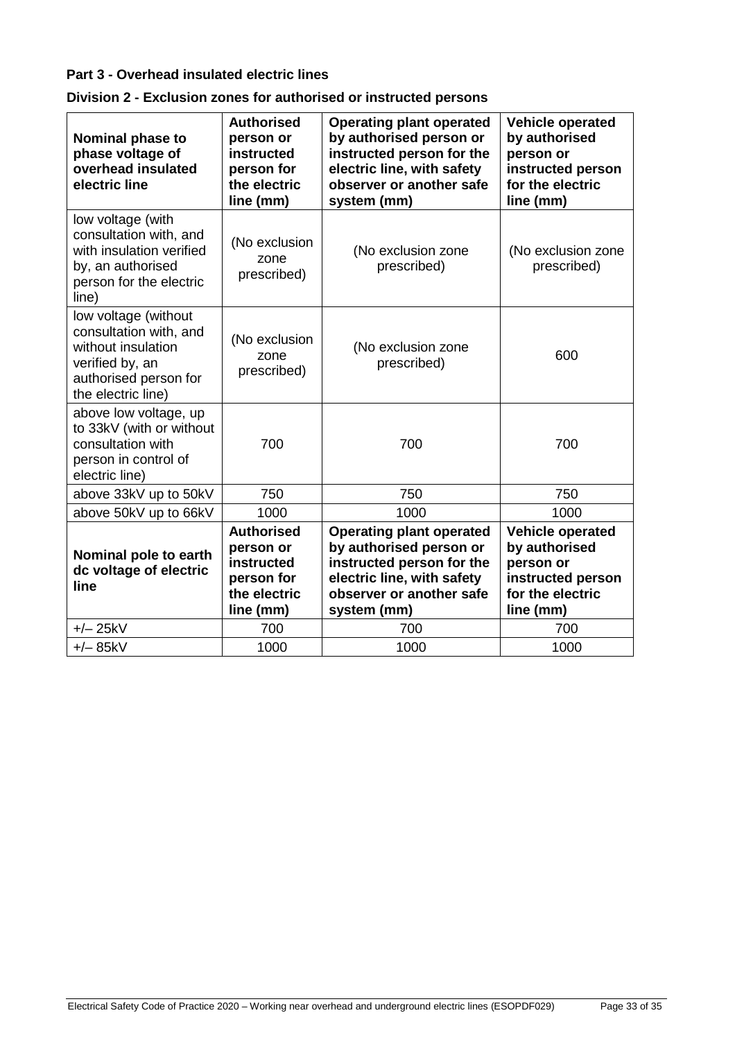**Part 3 - Overhead insulated electric lines**

**Division 2 - Exclusion zones for authorised or instructed persons**

| Nominal phase to phase voltage of overhead insulated electric line | Authorised person or instructed person for the electric line (mm) | Operating plant operated by authorised person or instructed person for the electric line, with safety observer or another safe system (mm) | Vehicle operated by authorised person or instructed person for the electric line (mm) |
|---|---|---|---|
| low voltage (with consultation with, and with insulation verified by, an authorised person for the electric line) | (No exclusion zone prescribed) | (No exclusion zone prescribed) | (No exclusion zone prescribed) |
| low voltage (without consultation with, and without insulation verified by, an authorised person for the electric line) | (No exclusion zone prescribed) | (No exclusion zone prescribed) | 600 |
| above low voltage, up to 33kV (with or without consultation with person in control of electric line) | 700 | 700 | 700 |
| above 33kV up to 50kV | 750 | 750 | 750 |
| above 50kV up to 66kV | 1000 | 1000 | 1000 |
| **Nominal pole to earth dc voltage of electric line** | **Authorised person or instructed person for the electric line (mm)** | **Operating plant operated by authorised person or instructed person for the electric line, with safety observer or another safe system (mm)** | **Vehicle operated by authorised person or instructed person for the electric line (mm)** |
| +/– 25kV | 700 | 700 | 700 |
| +/– 85kV | 1000 | 1000 | 1000 |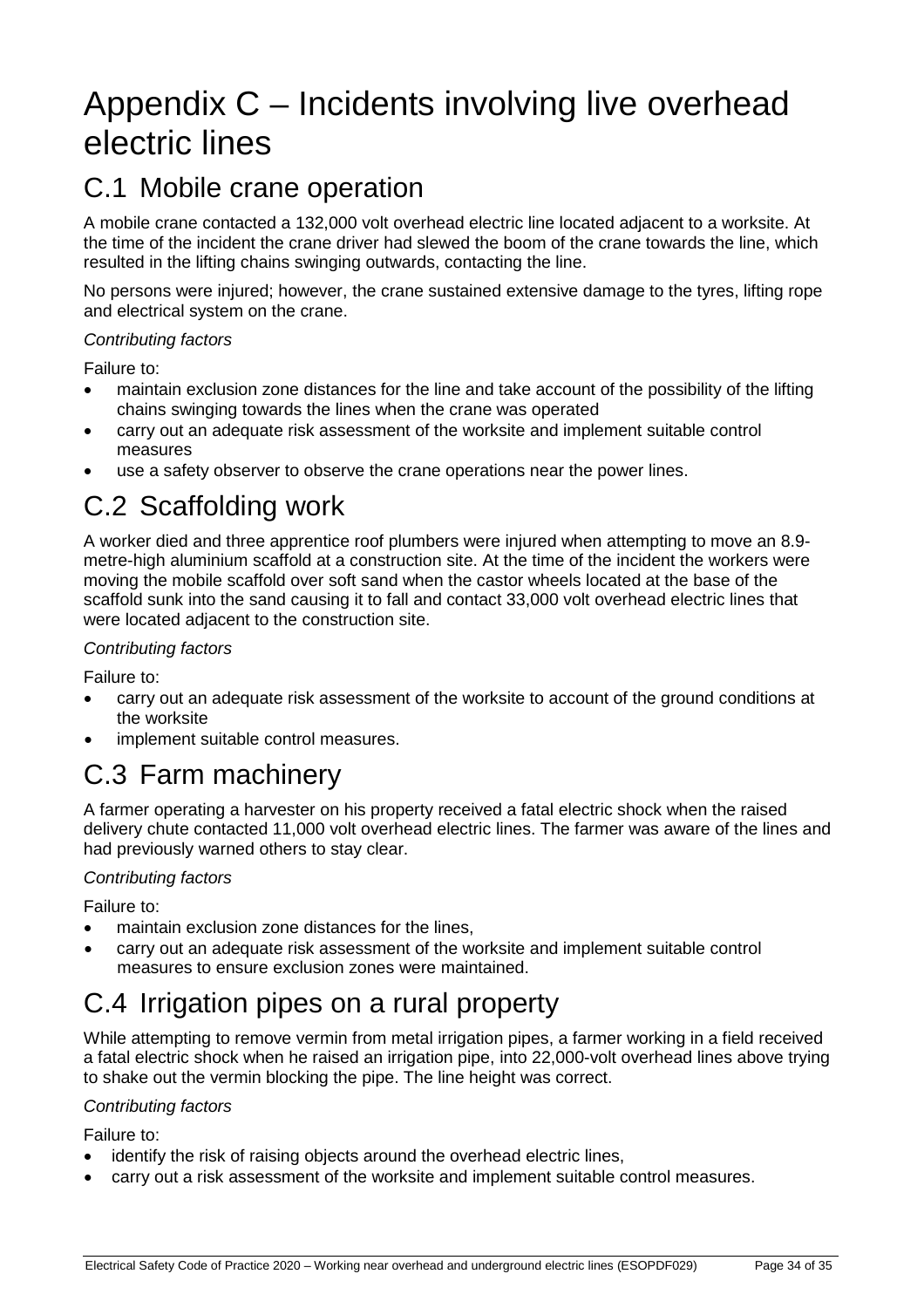# Appendix C – Incidents involving live overhead electric lines

## C.1 Mobile crane operation

A mobile crane contacted a 132,000 volt overhead electric line located adjacent to a worksite. At the time of the incident the crane driver had slewed the boom of the crane towards the line, which resulted in the lifting chains swinging outwards, contacting the line.

No persons were injured; however, the crane sustained extensive damage to the tyres, lifting rope and electrical system on the crane.

*Contributing factors*

Failure to:

- maintain exclusion zone distances for the line and take account of the possibility of the lifting chains swinging towards the lines when the crane was operated
- carry out an adequate risk assessment of the worksite and implement suitable control measures
- use a safety observer to observe the crane operations near the power lines.

## C.2 Scaffolding work

A worker died and three apprentice roof plumbers were injured when attempting to move an 8.9-metre-high aluminium scaffold at a construction site. At the time of the incident the workers were moving the mobile scaffold over soft sand when the castor wheels located at the base of the scaffold sunk into the sand causing it to fall and contact 33,000 volt overhead electric lines that were located adjacent to the construction site.

*Contributing factors*

Failure to:

- carry out an adequate risk assessment of the worksite to account of the ground conditions at the worksite
- implement suitable control measures.

## C.3 Farm machinery

A farmer operating a harvester on his property received a fatal electric shock when the raised delivery chute contacted 11,000 volt overhead electric lines. The farmer was aware of the lines and had previously warned others to stay clear.

*Contributing factors*

Failure to:

- maintain exclusion zone distances for the lines,
- carry out an adequate risk assessment of the worksite and implement suitable control measures to ensure exclusion zones were maintained.

## C.4 Irrigation pipes on a rural property

While attempting to remove vermin from metal irrigation pipes, a farmer working in a field received a fatal electric shock when he raised an irrigation pipe, into 22,000-volt overhead lines above trying to shake out the vermin blocking the pipe. The line height was correct.

*Contributing factors*

Failure to:

- identify the risk of raising objects around the overhead electric lines,
- carry out a risk assessment of the worksite and implement suitable control measures.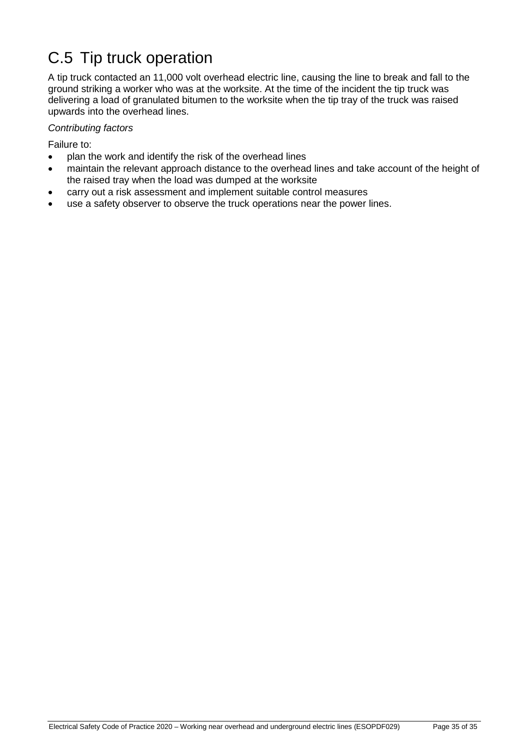## C.5 Tip truck operation

A tip truck contacted an 11,000 volt overhead electric line, causing the line to break and fall to the ground striking a worker who was at the worksite. At the time of the incident the tip truck was delivering a load of granulated bitumen to the worksite when the tip tray of the truck was raised upwards into the overhead lines.

*Contributing factors*

Failure to:

- plan the work and identify the risk of the overhead lines
- maintain the relevant approach distance to the overhead lines and take account of the height of the raised tray when the load was dumped at the worksite
- carry out a risk assessment and implement suitable control measures
- use a safety observer to observe the truck operations near the power lines.